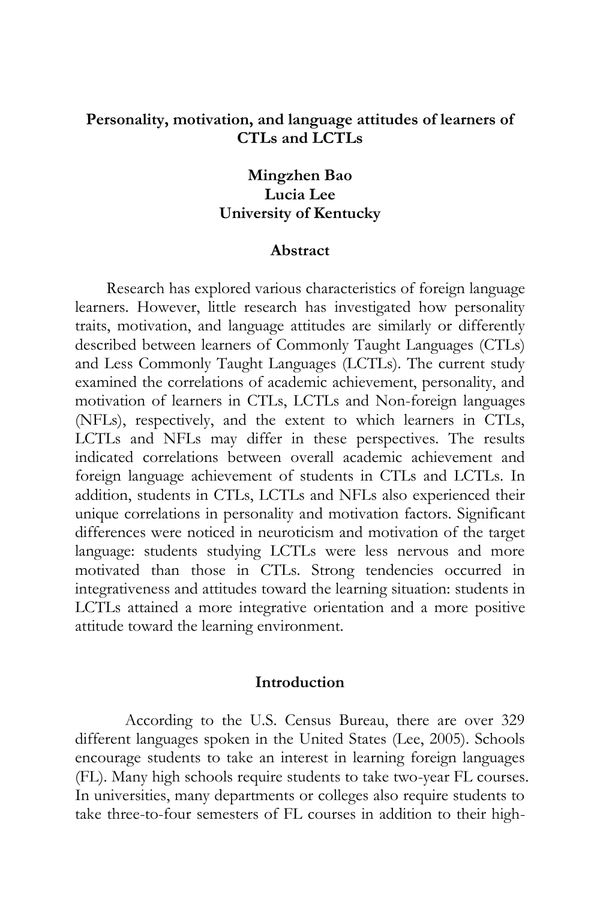# Personality, motivation, and language attitudes of learners of CTLs and LCTLs

**Mingzhen Bao**
**Lucia Lee**
**University of Kentucky**

## Abstract

Research has explored various characteristics of foreign language learners. However, little research has investigated how personality traits, motivation, and language attitudes are similarly or differently described between learners of Commonly Taught Languages (CTLs) and Less Commonly Taught Languages (LCTLs). The current study examined the correlations of academic achievement, personality, and motivation of learners in CTLs, LCTLs and Non-foreign languages (NFLs), respectively, and the extent to which learners in CTLs, LCTLs and NFLs may differ in these perspectives. The results indicated correlations between overall academic achievement and foreign language achievement of students in CTLs and LCTLs. In addition, students in CTLs, LCTLs and NFLs also experienced their unique correlations in personality and motivation factors. Significant differences were noticed in neuroticism and motivation of the target language: students studying LCTLs were less nervous and more motivated than those in CTLs. Strong tendencies occurred in integrativeness and attitudes toward the learning situation: students in LCTLs attained a more integrative orientation and a more positive attitude toward the learning environment.

## Introduction

According to the U.S. Census Bureau, there are over 329 different languages spoken in the United States (Lee, 2005). Schools encourage students to take an interest in learning foreign languages (FL). Many high schools require students to take two-year FL courses. In universities, many departments or colleges also require students to take three-to-four semesters of FL courses in addition to their high-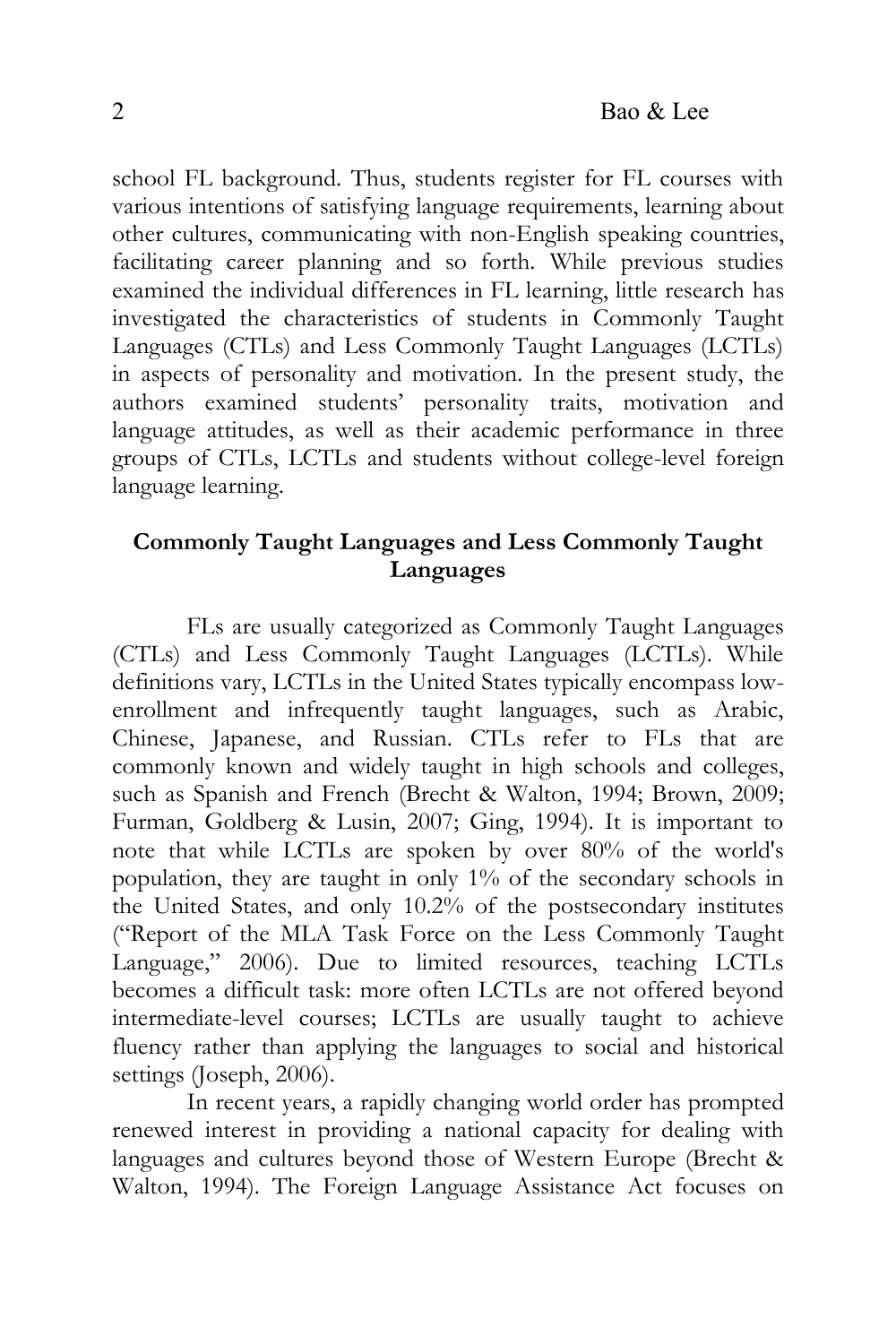school FL background. Thus, students register for FL courses with various intentions of satisfying language requirements, learning about other cultures, communicating with non-English speaking countries, facilitating career planning and so forth. While previous studies examined the individual differences in FL learning, little research has investigated the characteristics of students in Commonly Taught Languages (CTLs) and Less Commonly Taught Languages (LCTLs) in aspects of personality and motivation. In the present study, the authors examined students' personality traits, motivation and language attitudes, as well as their academic performance in three groups of CTLs, LCTLs and students without college-level foreign language learning.

## Commonly Taught Languages and Less Commonly Taught Languages

FLs are usually categorized as Commonly Taught Languages (CTLs) and Less Commonly Taught Languages (LCTLs). While definitions vary, LCTLs in the United States typically encompass low-enrollment and infrequently taught languages, such as Arabic, Chinese, Japanese, and Russian. CTLs refer to FLs that are commonly known and widely taught in high schools and colleges, such as Spanish and French (Brecht & Walton, 1994; Brown, 2009; Furman, Goldberg & Lusin, 2007; Ging, 1994). It is important to note that while LCTLs are spoken by over 80% of the world's population, they are taught in only 1% of the secondary schools in the United States, and only 10.2% of the postsecondary institutes ("Report of the MLA Task Force on the Less Commonly Taught Language," 2006). Due to limited resources, teaching LCTLs becomes a difficult task: more often LCTLs are not offered beyond intermediate-level courses; LCTLs are usually taught to achieve fluency rather than applying the languages to social and historical settings (Joseph, 2006).

In recent years, a rapidly changing world order has prompted renewed interest in providing a national capacity for dealing with languages and cultures beyond those of Western Europe (Brecht & Walton, 1994). The Foreign Language Assistance Act focuses on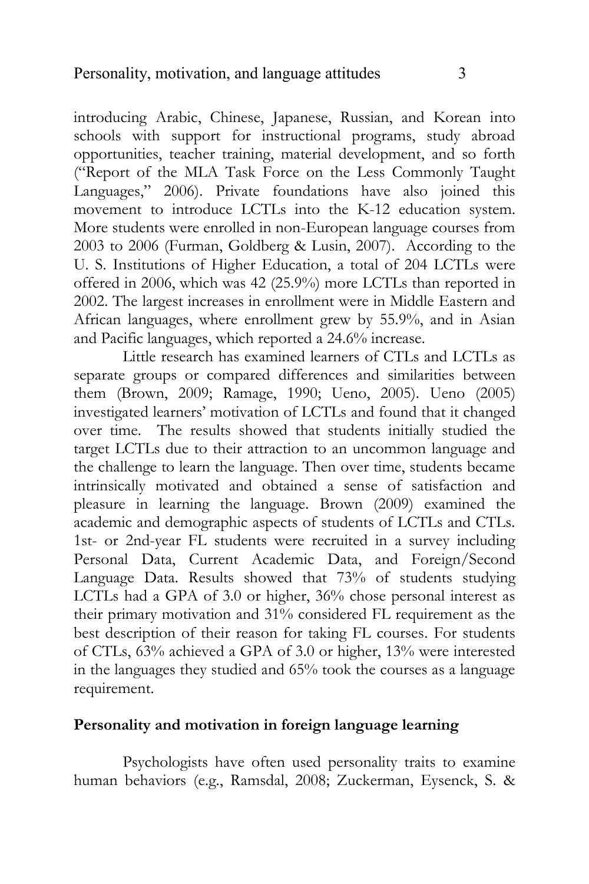introducing Arabic, Chinese, Japanese, Russian, and Korean into schools with support for instructional programs, study abroad opportunities, teacher training, material development, and so forth ("Report of the MLA Task Force on the Less Commonly Taught Languages," 2006). Private foundations have also joined this movement to introduce LCTLs into the K-12 education system. More students were enrolled in non-European language courses from 2003 to 2006 (Furman, Goldberg & Lusin, 2007). According to the U. S. Institutions of Higher Education, a total of 204 LCTLs were offered in 2006, which was 42 (25.9%) more LCTLs than reported in 2002. The largest increases in enrollment were in Middle Eastern and African languages, where enrollment grew by 55.9%, and in Asian and Pacific languages, which reported a 24.6% increase.

Little research has examined learners of CTLs and LCTLs as separate groups or compared differences and similarities between them (Brown, 2009; Ramage, 1990; Ueno, 2005). Ueno (2005) investigated learners' motivation of LCTLs and found that it changed over time. The results showed that students initially studied the target LCTLs due to their attraction to an uncommon language and the challenge to learn the language. Then over time, students became intrinsically motivated and obtained a sense of satisfaction and pleasure in learning the language. Brown (2009) examined the academic and demographic aspects of students of LCTLs and CTLs. 1st- or 2nd-year FL students were recruited in a survey including Personal Data, Current Academic Data, and Foreign/Second Language Data. Results showed that 73% of students studying LCTLs had a GPA of 3.0 or higher, 36% chose personal interest as their primary motivation and 31% considered FL requirement as the best description of their reason for taking FL courses. For students of CTLs, 63% achieved a GPA of 3.0 or higher, 13% were interested in the languages they studied and 65% took the courses as a language requirement.

## Personality and motivation in foreign language learning

Psychologists have often used personality traits to examine human behaviors (e.g., Ramsdal, 2008; Zuckerman, Eysenck, S. &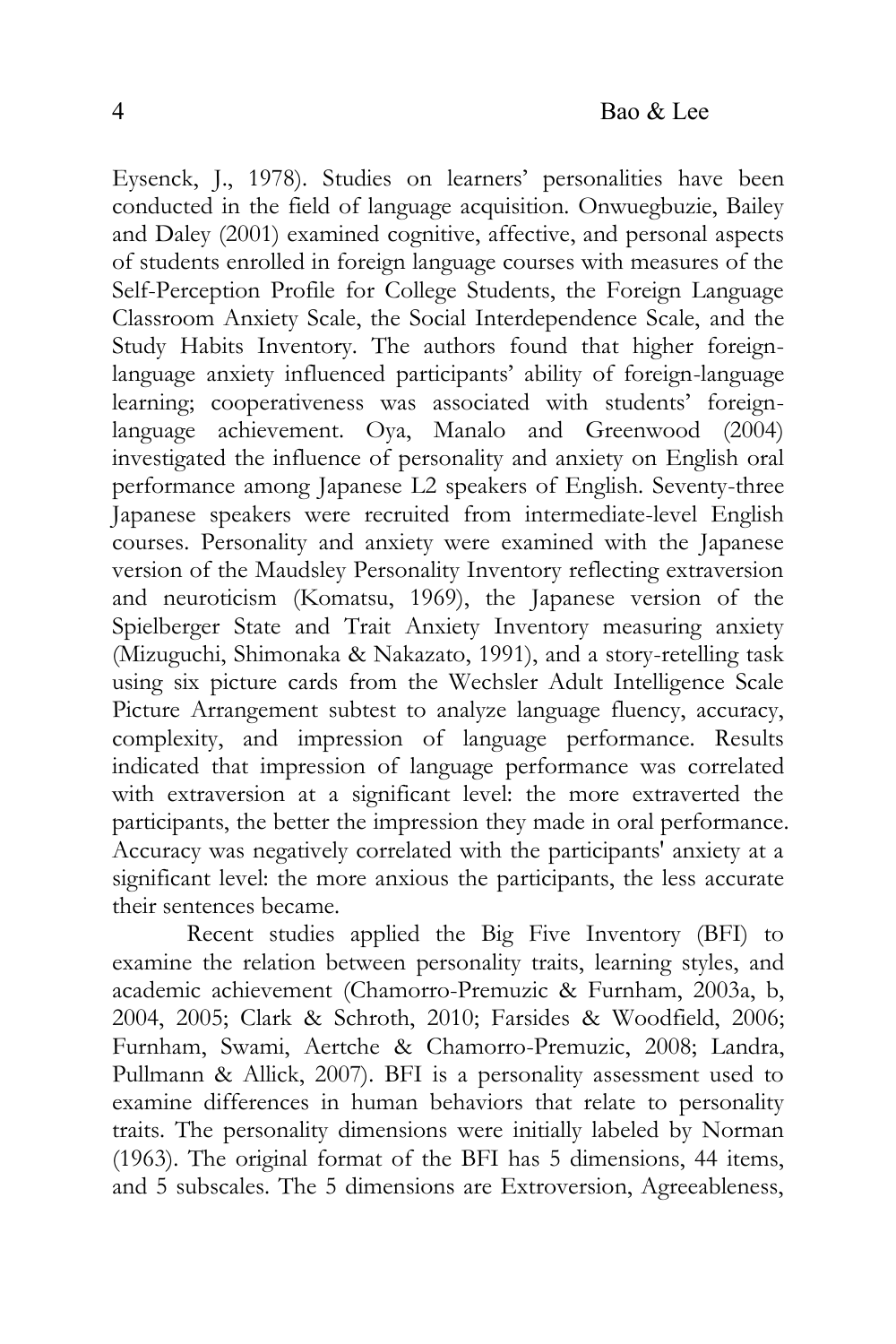Eysenck, J., 1978). Studies on learners' personalities have been conducted in the field of language acquisition. Onwuegbuzie, Bailey and Daley (2001) examined cognitive, affective, and personal aspects of students enrolled in foreign language courses with measures of the Self-Perception Profile for College Students, the Foreign Language Classroom Anxiety Scale, the Social Interdependence Scale, and the Study Habits Inventory. The authors found that higher foreign-language anxiety influenced participants' ability of foreign-language learning; cooperativeness was associated with students' foreign-language achievement. Oya, Manalo and Greenwood (2004) investigated the influence of personality and anxiety on English oral performance among Japanese L2 speakers of English. Seventy-three Japanese speakers were recruited from intermediate-level English courses. Personality and anxiety were examined with the Japanese version of the Maudsley Personality Inventory reflecting extraversion and neuroticism (Komatsu, 1969), the Japanese version of the Spielberger State and Trait Anxiety Inventory measuring anxiety (Mizuguchi, Shimonaka & Nakazato, 1991), and a story-retelling task using six picture cards from the Wechsler Adult Intelligence Scale Picture Arrangement subtest to analyze language fluency, accuracy, complexity, and impression of language performance. Results indicated that impression of language performance was correlated with extraversion at a significant level: the more extraverted the participants, the better the impression they made in oral performance. Accuracy was negatively correlated with the participants' anxiety at a significant level: the more anxious the participants, the less accurate their sentences became.

Recent studies applied the Big Five Inventory (BFI) to examine the relation between personality traits, learning styles, and academic achievement (Chamorro-Premuzic & Furnham, 2003a, b, 2004, 2005; Clark & Schroth, 2010; Farsides & Woodfield, 2006; Furnham, Swami, Aertche & Chamorro-Premuzic, 2008; Landra, Pullmann & Allick, 2007). BFI is a personality assessment used to examine differences in human behaviors that relate to personality traits. The personality dimensions were initially labeled by Norman (1963). The original format of the BFI has 5 dimensions, 44 items, and 5 subscales. The 5 dimensions are Extroversion, Agreeableness,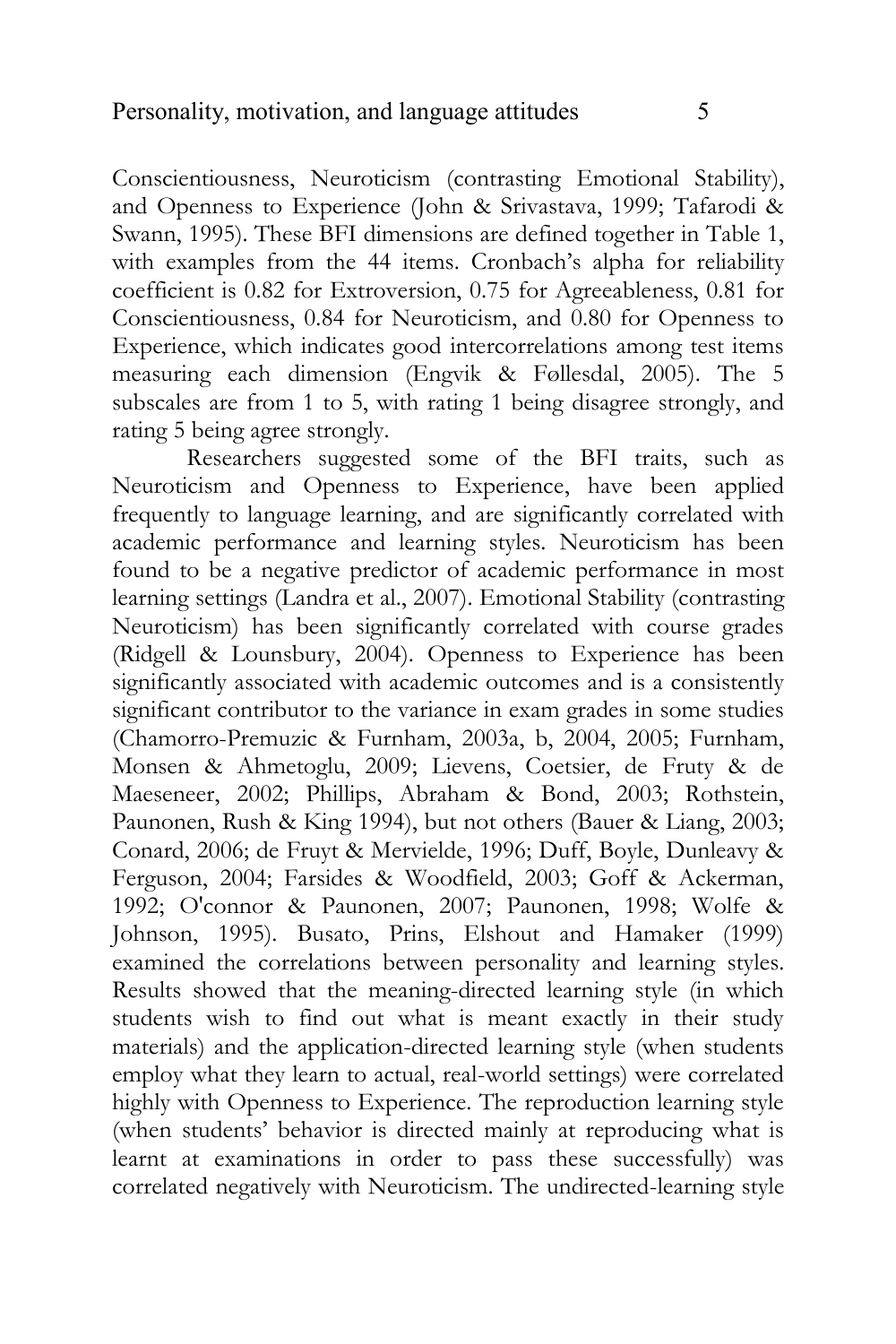Conscientiousness, Neuroticism (contrasting Emotional Stability), and Openness to Experience (John & Srivastava, 1999; Tafarodi & Swann, 1995). These BFI dimensions are defined together in Table 1, with examples from the 44 items. Cronbach's alpha for reliability coefficient is 0.82 for Extroversion, 0.75 for Agreeableness, 0.81 for Conscientiousness, 0.84 for Neuroticism, and 0.80 for Openness to Experience, which indicates good intercorrelations among test items measuring each dimension (Engvik & Føllesdal, 2005). The 5 subscales are from 1 to 5, with rating 1 being disagree strongly, and rating 5 being agree strongly.

Researchers suggested some of the BFI traits, such as Neuroticism and Openness to Experience, have been applied frequently to language learning, and are significantly correlated with academic performance and learning styles. Neuroticism has been found to be a negative predictor of academic performance in most learning settings (Landra et al., 2007). Emotional Stability (contrasting Neuroticism) has been significantly correlated with course grades (Ridgell & Lounsbury, 2004). Openness to Experience has been significantly associated with academic outcomes and is a consistently significant contributor to the variance in exam grades in some studies (Chamorro-Premuzic & Furnham, 2003a, b, 2004, 2005; Furnham, Monsen & Ahmetoglu, 2009; Lievens, Coetsier, de Fruty & de Maeseneer, 2002; Phillips, Abraham & Bond, 2003; Rothstein, Paunonen, Rush & King 1994), but not others (Bauer & Liang, 2003; Conard, 2006; de Fruyt & Mervielde, 1996; Duff, Boyle, Dunleavy & Ferguson, 2004; Farsides & Woodfield, 2003; Goff & Ackerman, 1992; O'connor & Paunonen, 2007; Paunonen, 1998; Wolfe & Johnson, 1995). Busato, Prins, Elshout and Hamaker (1999) examined the correlations between personality and learning styles. Results showed that the meaning-directed learning style (in which students wish to find out what is meant exactly in their study materials) and the application-directed learning style (when students employ what they learn to actual, real-world settings) were correlated highly with Openness to Experience. The reproduction learning style (when students' behavior is directed mainly at reproducing what is learnt at examinations in order to pass these successfully) was correlated negatively with Neuroticism. The undirected-learning style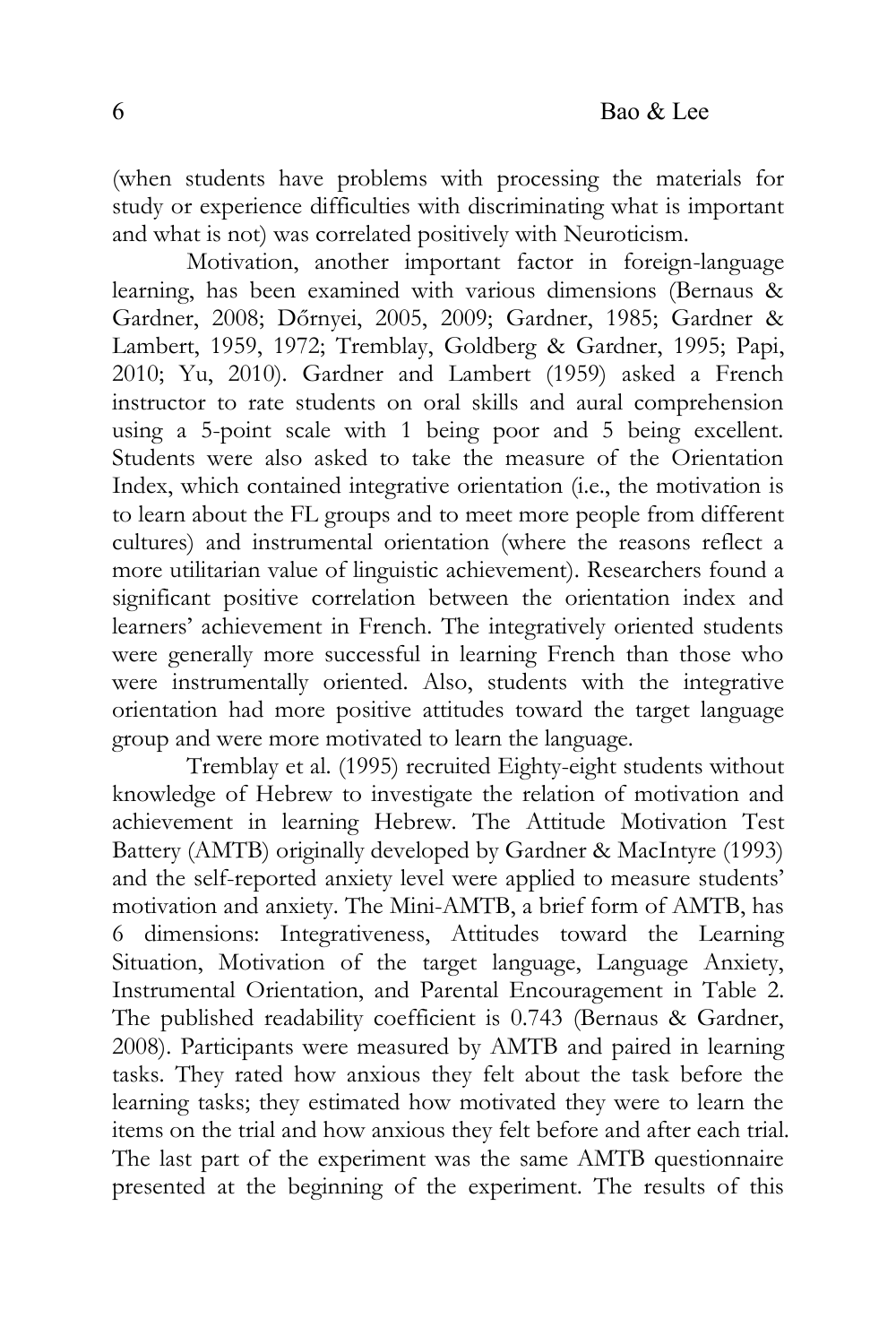(when students have problems with processing the materials for study or experience difficulties with discriminating what is important and what is not) was correlated positively with Neuroticism.

Motivation, another important factor in foreign-language learning, has been examined with various dimensions (Bernaus & Gardner, 2008; Dőrnyei, 2005, 2009; Gardner, 1985; Gardner & Lambert, 1959, 1972; Tremblay, Goldberg & Gardner, 1995; Papi, 2010; Yu, 2010). Gardner and Lambert (1959) asked a French instructor to rate students on oral skills and aural comprehension using a 5-point scale with 1 being poor and 5 being excellent. Students were also asked to take the measure of the Orientation Index, which contained integrative orientation (i.e., the motivation is to learn about the FL groups and to meet more people from different cultures) and instrumental orientation (where the reasons reflect a more utilitarian value of linguistic achievement). Researchers found a significant positive correlation between the orientation index and learners' achievement in French. The integratively oriented students were generally more successful in learning French than those who were instrumentally oriented. Also, students with the integrative orientation had more positive attitudes toward the target language group and were more motivated to learn the language.

Tremblay et al. (1995) recruited Eighty-eight students without knowledge of Hebrew to investigate the relation of motivation and achievement in learning Hebrew. The Attitude Motivation Test Battery (AMTB) originally developed by Gardner & MacIntyre (1993) and the self-reported anxiety level were applied to measure students' motivation and anxiety. The Mini-AMTB, a brief form of AMTB, has 6 dimensions: Integrativeness, Attitudes toward the Learning Situation, Motivation of the target language, Language Anxiety, Instrumental Orientation, and Parental Encouragement in Table 2. The published readability coefficient is 0.743 (Bernaus & Gardner, 2008). Participants were measured by AMTB and paired in learning tasks. They rated how anxious they felt about the task before the learning tasks; they estimated how motivated they were to learn the items on the trial and how anxious they felt before and after each trial. The last part of the experiment was the same AMTB questionnaire presented at the beginning of the experiment. The results of this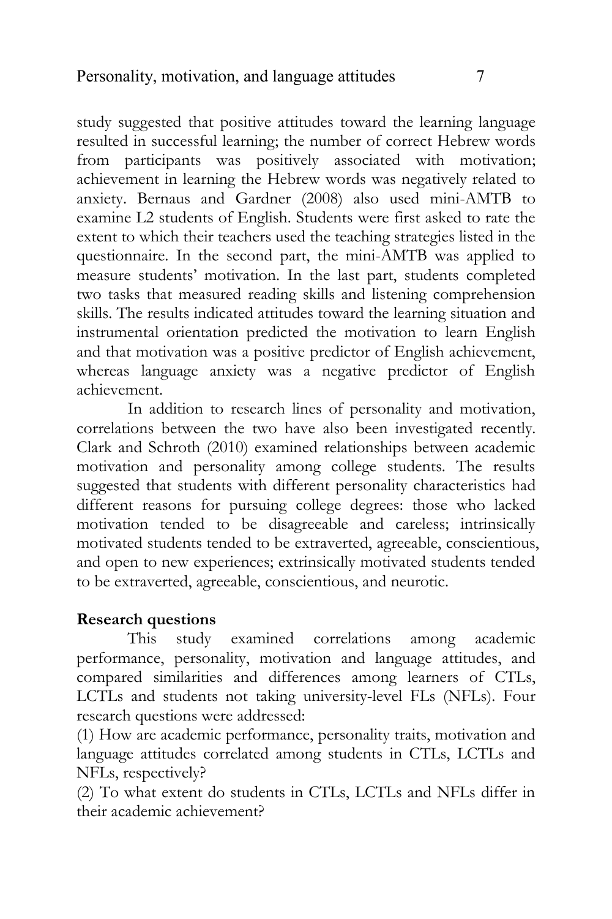study suggested that positive attitudes toward the learning language resulted in successful learning; the number of correct Hebrew words from participants was positively associated with motivation; achievement in learning the Hebrew words was negatively related to anxiety. Bernaus and Gardner (2008) also used mini-AMTB to examine L2 students of English. Students were first asked to rate the extent to which their teachers used the teaching strategies listed in the questionnaire. In the second part, the mini-AMTB was applied to measure students' motivation. In the last part, students completed two tasks that measured reading skills and listening comprehension skills. The results indicated attitudes toward the learning situation and instrumental orientation predicted the motivation to learn English and that motivation was a positive predictor of English achievement, whereas language anxiety was a negative predictor of English achievement.

In addition to research lines of personality and motivation, correlations between the two have also been investigated recently. Clark and Schroth (2010) examined relationships between academic motivation and personality among college students. The results suggested that students with different personality characteristics had different reasons for pursuing college degrees: those who lacked motivation tended to be disagreeable and careless; intrinsically motivated students tended to be extraverted, agreeable, conscientious, and open to new experiences; extrinsically motivated students tended to be extraverted, agreeable, conscientious, and neurotic.

**Research questions**

This study examined correlations among academic performance, personality, motivation and language attitudes, and compared similarities and differences among learners of CTLs, LCTLs and students not taking university-level FLs (NFLs). Four research questions were addressed:

(1) How are academic performance, personality traits, motivation and language attitudes correlated among students in CTLs, LCTLs and NFLs, respectively?

(2) To what extent do students in CTLs, LCTLs and NFLs differ in their academic achievement?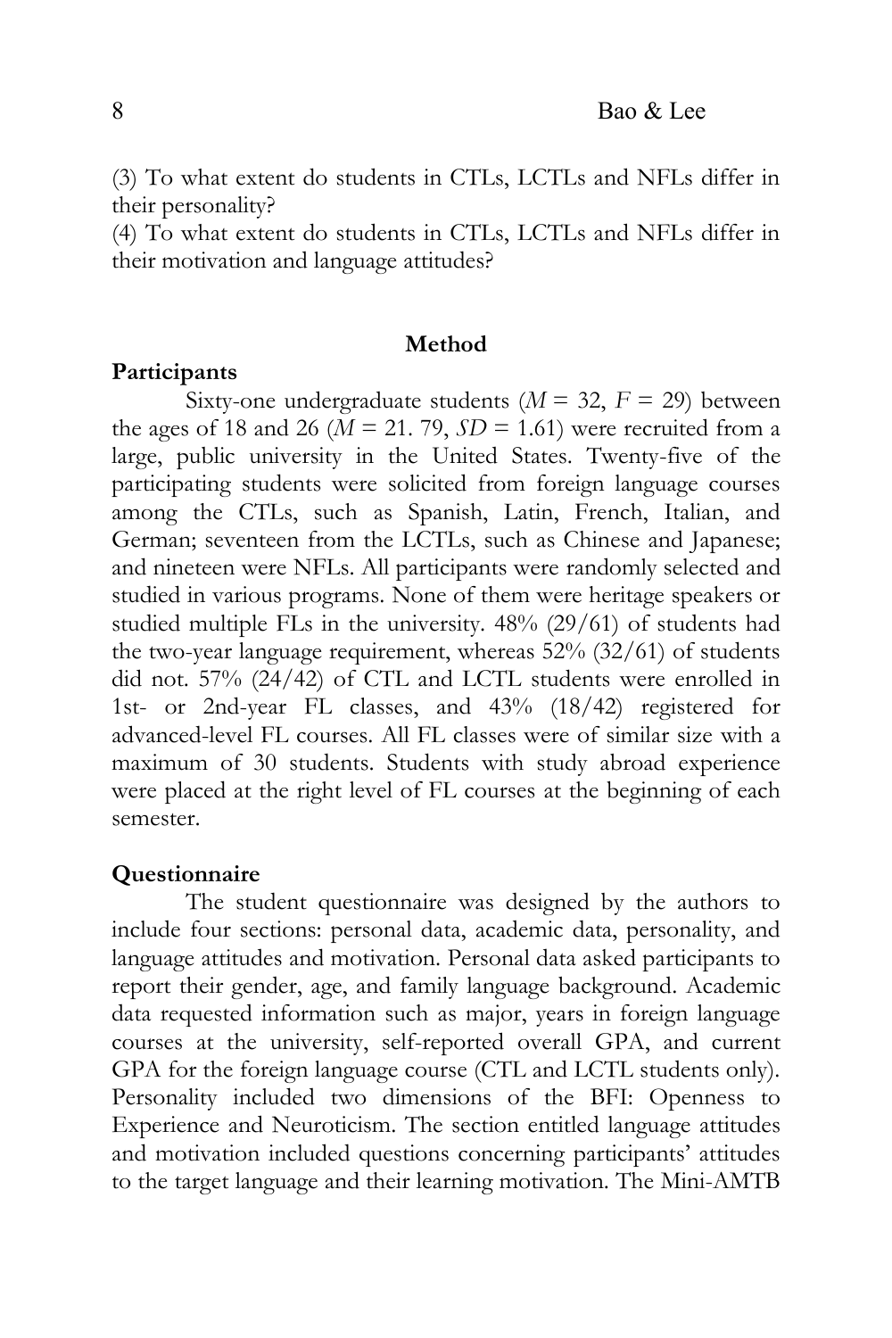(3) To what extent do students in CTLs, LCTLs and NFLs differ in their personality?

(4) To what extent do students in CTLs, LCTLs and NFLs differ in their motivation and language attitudes?

## Method

### Participants

Sixty-one undergraduate students (*M* = 32, *F* = 29) between the ages of 18 and 26 (*M* = 21. 79, *SD* = 1.61) were recruited from a large, public university in the United States. Twenty-five of the participating students were solicited from foreign language courses among the CTLs, such as Spanish, Latin, French, Italian, and German; seventeen from the LCTLs, such as Chinese and Japanese; and nineteen were NFLs. All participants were randomly selected and studied in various programs. None of them were heritage speakers or studied multiple FLs in the university. 48% (29/61) of students had the two-year language requirement, whereas 52% (32/61) of students did not. 57% (24/42) of CTL and LCTL students were enrolled in 1st- or 2nd-year FL classes, and 43% (18/42) registered for advanced-level FL courses. All FL classes were of similar size with a maximum of 30 students. Students with study abroad experience were placed at the right level of FL courses at the beginning of each semester.

### Questionnaire

The student questionnaire was designed by the authors to include four sections: personal data, academic data, personality, and language attitudes and motivation. Personal data asked participants to report their gender, age, and family language background. Academic data requested information such as major, years in foreign language courses at the university, self-reported overall GPA, and current GPA for the foreign language course (CTL and LCTL students only). Personality included two dimensions of the BFI: Openness to Experience and Neuroticism. The section entitled language attitudes and motivation included questions concerning participants' attitudes to the target language and their learning motivation. The Mini-AMTB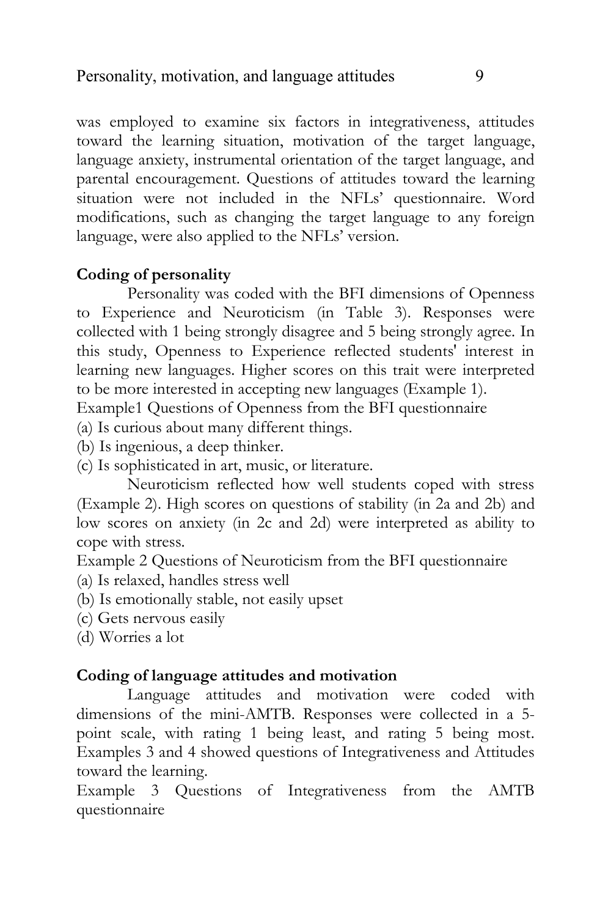was employed to examine six factors in integrativeness, attitudes toward the learning situation, motivation of the target language, language anxiety, instrumental orientation of the target language, and parental encouragement. Questions of attitudes toward the learning situation were not included in the NFLs' questionnaire. Word modifications, such as changing the target language to any foreign language, were also applied to the NFLs' version.

**Coding of personality**

Personality was coded with the BFI dimensions of Openness to Experience and Neuroticism (in Table 3). Responses were collected with 1 being strongly disagree and 5 being strongly agree. In this study, Openness to Experience reflected students' interest in learning new languages. Higher scores on this trait were interpreted to be more interested in accepting new languages (Example 1).

Example1 Questions of Openness from the BFI questionnaire

(a) Is curious about many different things.
(b) Is ingenious, a deep thinker.
(c) Is sophisticated in art, music, or literature.

Neuroticism reflected how well students coped with stress (Example 2). High scores on questions of stability (in 2a and 2b) and low scores on anxiety (in 2c and 2d) were interpreted as ability to cope with stress.

Example 2 Questions of Neuroticism from the BFI questionnaire

(a) Is relaxed, handles stress well
(b) Is emotionally stable, not easily upset
(c) Gets nervous easily
(d) Worries a lot

**Coding of language attitudes and motivation**

Language attitudes and motivation were coded with dimensions of the mini-AMTB. Responses were collected in a 5-point scale, with rating 1 being least, and rating 5 being most. Examples 3 and 4 showed questions of Integrativeness and Attitudes toward the learning.

Example 3 Questions of Integrativeness from the AMTB questionnaire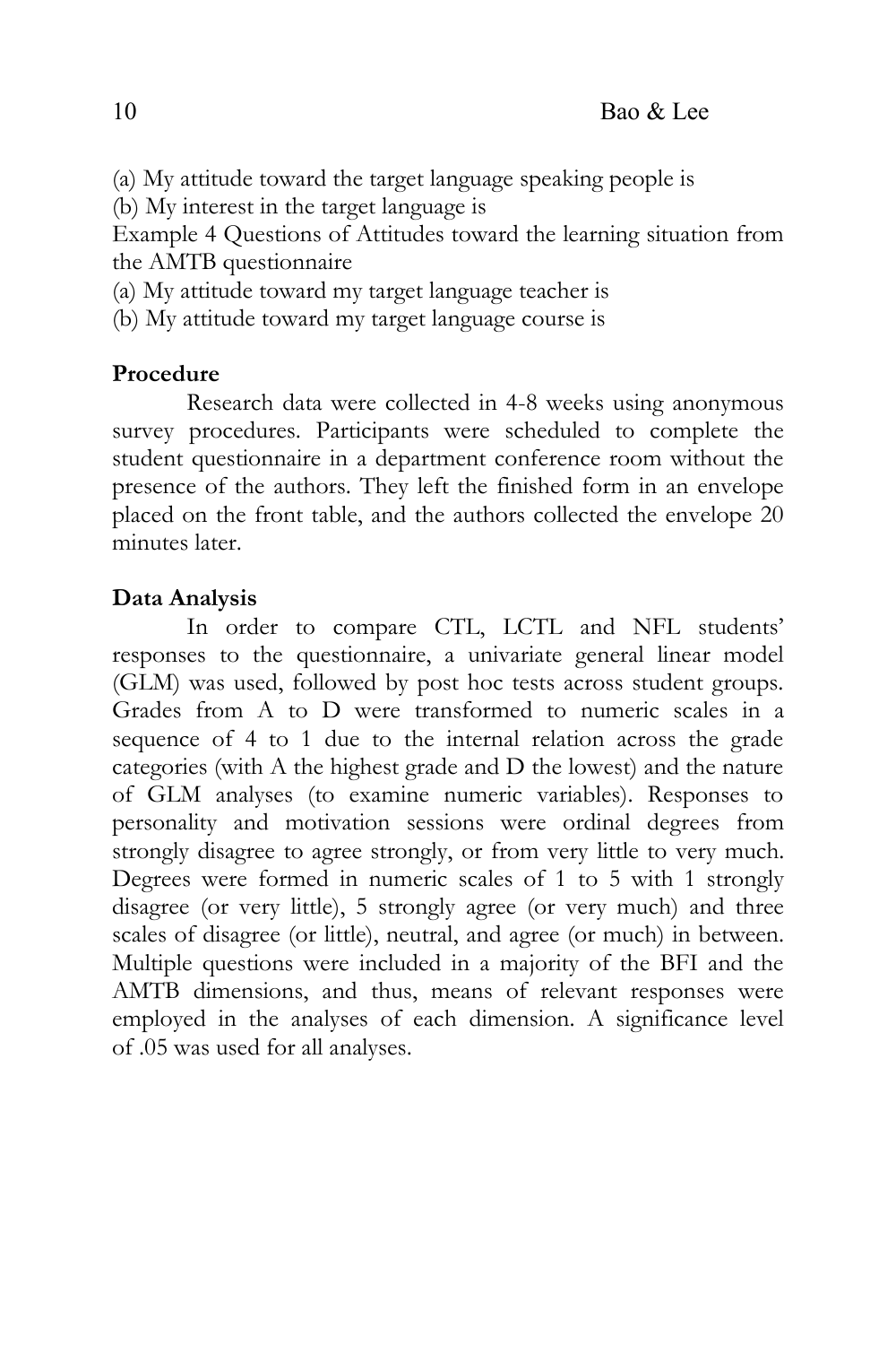(a) My attitude toward the target language speaking people is

(b) My interest in the target language is

Example 4 Questions of Attitudes toward the learning situation from the AMTB questionnaire

(a) My attitude toward my target language teacher is

(b) My attitude toward my target language course is

**Procedure**

Research data were collected in 4-8 weeks using anonymous survey procedures. Participants were scheduled to complete the student questionnaire in a department conference room without the presence of the authors. They left the finished form in an envelope placed on the front table, and the authors collected the envelope 20 minutes later.

**Data Analysis**

In order to compare CTL, LCTL and NFL students' responses to the questionnaire, a univariate general linear model (GLM) was used, followed by post hoc tests across student groups. Grades from A to D were transformed to numeric scales in a sequence of 4 to 1 due to the internal relation across the grade categories (with A the highest grade and D the lowest) and the nature of GLM analyses (to examine numeric variables). Responses to personality and motivation sessions were ordinal degrees from strongly disagree to agree strongly, or from very little to very much. Degrees were formed in numeric scales of 1 to 5 with 1 strongly disagree (or very little), 5 strongly agree (or very much) and three scales of disagree (or little), neutral, and agree (or much) in between. Multiple questions were included in a majority of the BFI and the AMTB dimensions, and thus, means of relevant responses were employed in the analyses of each dimension. A significance level of .05 was used for all analyses.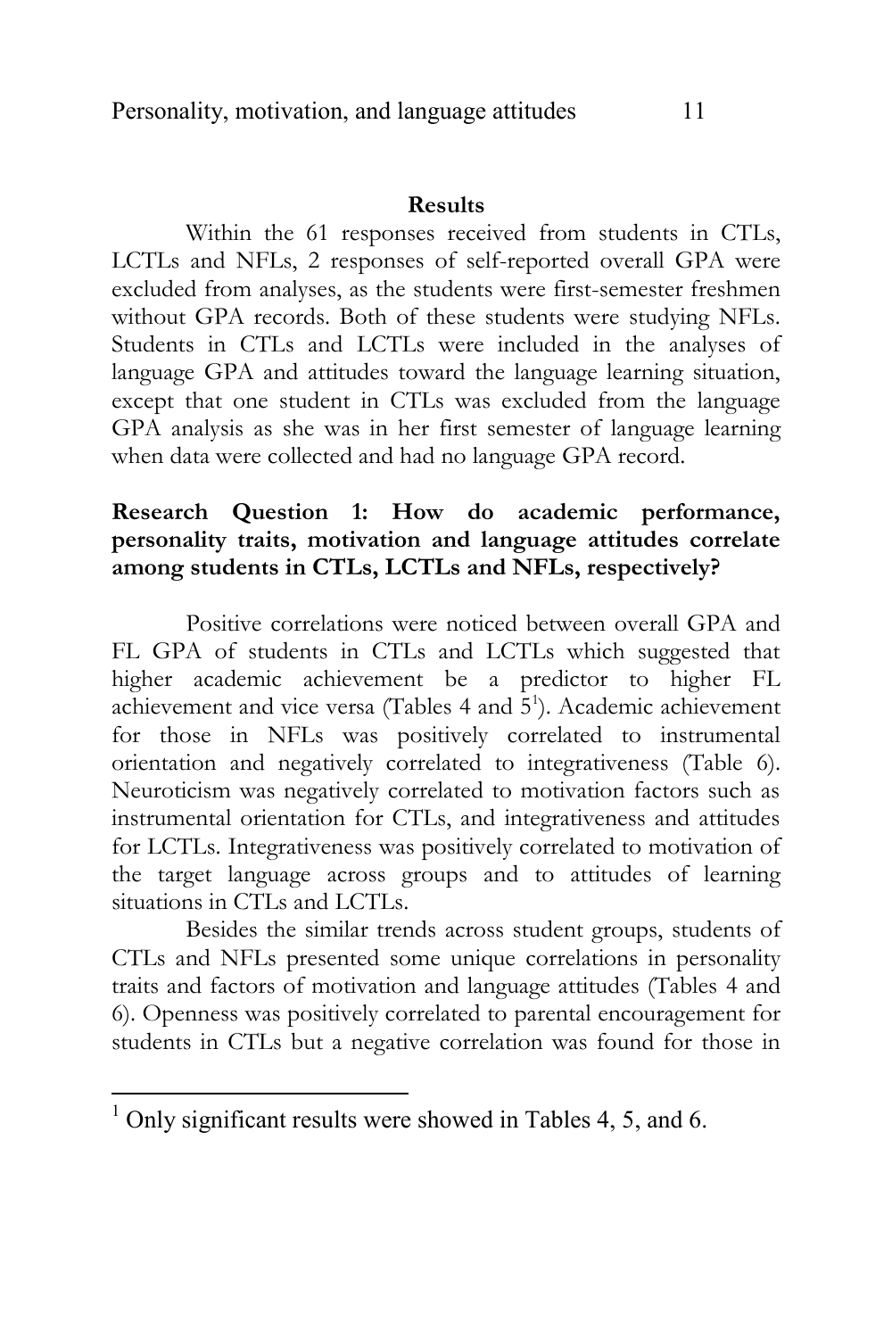## Results

Within the 61 responses received from students in CTLs, LCTLs and NFLs, 2 responses of self-reported overall GPA were excluded from analyses, as the students were first-semester freshmen without GPA records. Both of these students were studying NFLs. Students in CTLs and LCTLs were included in the analyses of language GPA and attitudes toward the language learning situation, except that one student in CTLs was excluded from the language GPA analysis as she was in her first semester of language learning when data were collected and had no language GPA record.

### Research Question 1: How do academic performance, personality traits, motivation and language attitudes correlate among students in CTLs, LCTLs and NFLs, respectively?

Positive correlations were noticed between overall GPA and FL GPA of students in CTLs and LCTLs which suggested that higher academic achievement be a predictor to higher FL achievement and vice versa (Tables 4 and 5[1]). Academic achievement for those in NFLs was positively correlated to instrumental orientation and negatively correlated to integrativeness (Table 6). Neuroticism was negatively correlated to motivation factors such as instrumental orientation for CTLs, and integrativeness and attitudes for LCTLs. Integrativeness was positively correlated to motivation of the target language across groups and to attitudes of learning situations in CTLs and LCTLs.

Besides the similar trends across student groups, students of CTLs and NFLs presented some unique correlations in personality traits and factors of motivation and language attitudes (Tables 4 and 6). Openness was positively correlated to parental encouragement for students in CTLs but a negative correlation was found for those in

[1] Only significant results were showed in Tables 4, 5, and 6.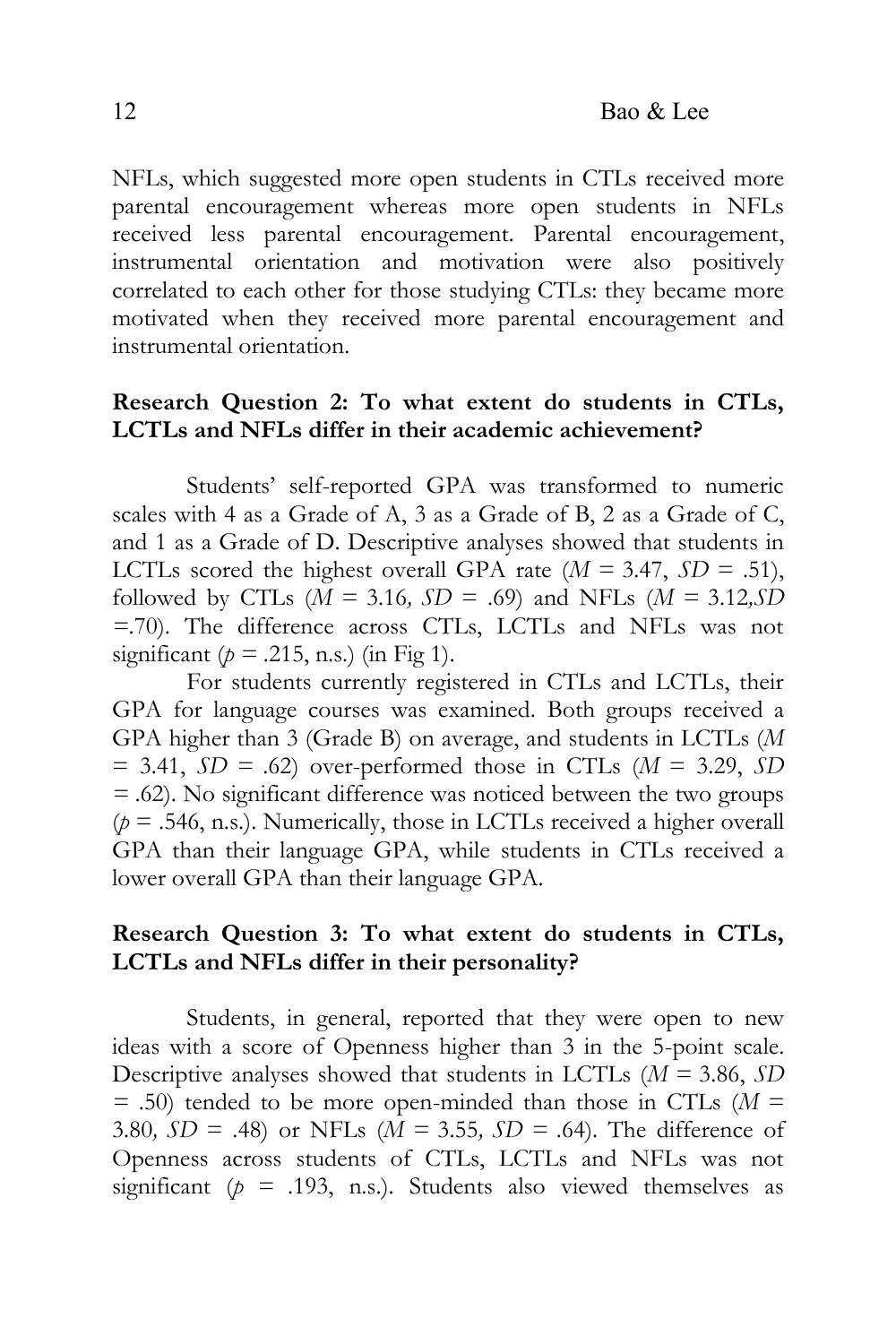NFLs, which suggested more open students in CTLs received more parental encouragement whereas more open students in NFLs received less parental encouragement. Parental encouragement, instrumental orientation and motivation were also positively correlated to each other for those studying CTLs: they became more motivated when they received more parental encouragement and instrumental orientation.

**Research Question 2: To what extent do students in CTLs, LCTLs and NFLs differ in their academic achievement?**

Students' self-reported GPA was transformed to numeric scales with 4 as a Grade of A, 3 as a Grade of B, 2 as a Grade of C, and 1 as a Grade of D. Descriptive analyses showed that students in LCTLs scored the highest overall GPA rate ($M$ = 3.47, $SD$ = .51), followed by CTLs ($M$ = 3.16, $SD$ = .69) and NFLs ($M$ = 3.12, $SD$ =.70). The difference across CTLs, LCTLs and NFLs was not significant ($p$ = .215, n.s.) (in Fig 1).

For students currently registered in CTLs and LCTLs, their GPA for language courses was examined. Both groups received a GPA higher than 3 (Grade B) on average, and students in LCTLs ($M$ = 3.41, $SD$ = .62) over-performed those in CTLs ($M$ = 3.29, $SD$ = .62). No significant difference was noticed between the two groups ($p$ = .546, n.s.). Numerically, those in LCTLs received a higher overall GPA than their language GPA, while students in CTLs received a lower overall GPA than their language GPA.

**Research Question 3: To what extent do students in CTLs, LCTLs and NFLs differ in their personality?**

Students, in general, reported that they were open to new ideas with a score of Openness higher than 3 in the 5-point scale. Descriptive analyses showed that students in LCTLs ($M$ = 3.86, $SD$ = .50) tended to be more open-minded than those in CTLs ($M$ = 3.80, $SD$ = .48) or NFLs ($M$ = 3.55, $SD$ = .64). The difference of Openness across students of CTLs, LCTLs and NFLs was not significant ($p$ = .193, n.s.). Students also viewed themselves as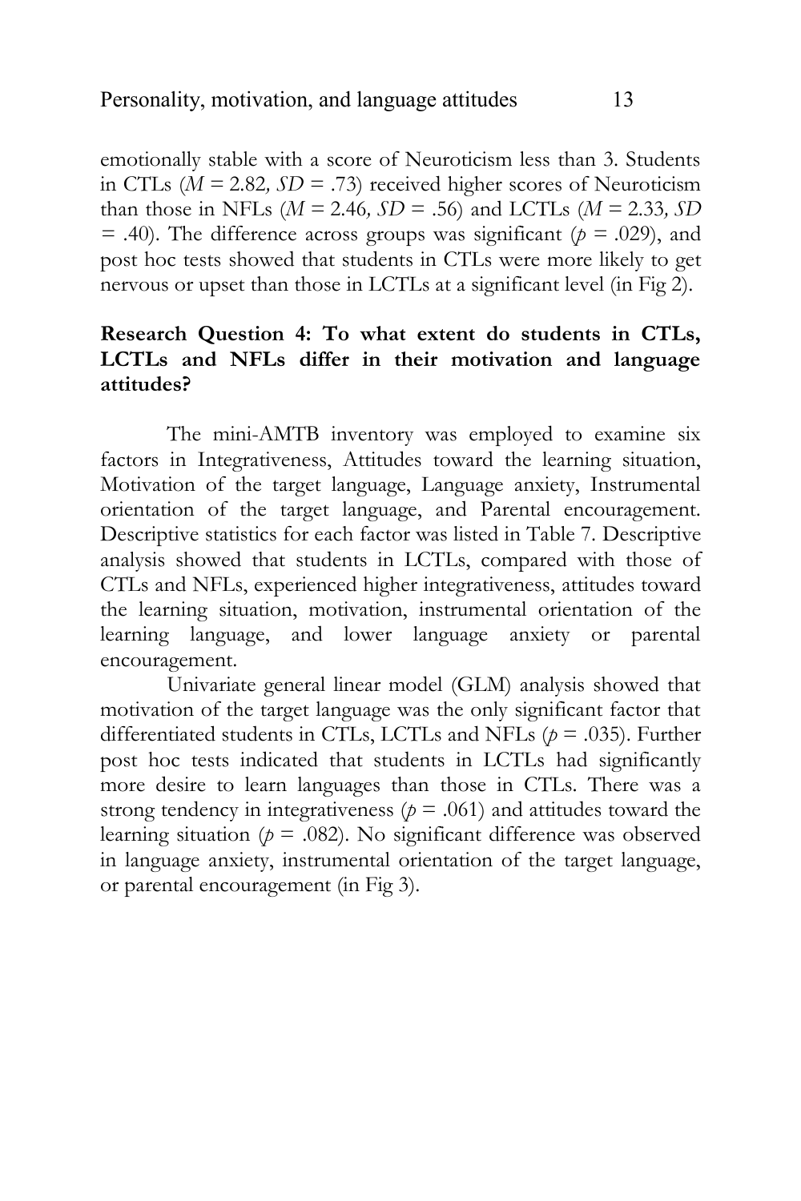emotionally stable with a score of Neuroticism less than 3. Students in CTLs ($M = 2.82$, $SD = .73$) received higher scores of Neuroticism than those in NFLs ($M = 2.46$, $SD = .56$) and LCTLs ($M = 2.33$, $SD = .40$). The difference across groups was significant ($p = .029$), and post hoc tests showed that students in CTLs were more likely to get nervous or upset than those in LCTLs at a significant level (in Fig 2).

**Research Question 4: To what extent do students in CTLs, LCTLs and NFLs differ in their motivation and language attitudes?**

The mini-AMTB inventory was employed to examine six factors in Integrativeness, Attitudes toward the learning situation, Motivation of the target language, Language anxiety, Instrumental orientation of the target language, and Parental encouragement. Descriptive statistics for each factor was listed in Table 7. Descriptive analysis showed that students in LCTLs, compared with those of CTLs and NFLs, experienced higher integrativeness, attitudes toward the learning situation, motivation, instrumental orientation of the learning language, and lower language anxiety or parental encouragement.

Univariate general linear model (GLM) analysis showed that motivation of the target language was the only significant factor that differentiated students in CTLs, LCTLs and NFLs ($p = .035$). Further post hoc tests indicated that students in LCTLs had significantly more desire to learn languages than those in CTLs. There was a strong tendency in integrativeness ($p = .061$) and attitudes toward the learning situation ($p = .082$). No significant difference was observed in language anxiety, instrumental orientation of the target language, or parental encouragement (in Fig 3).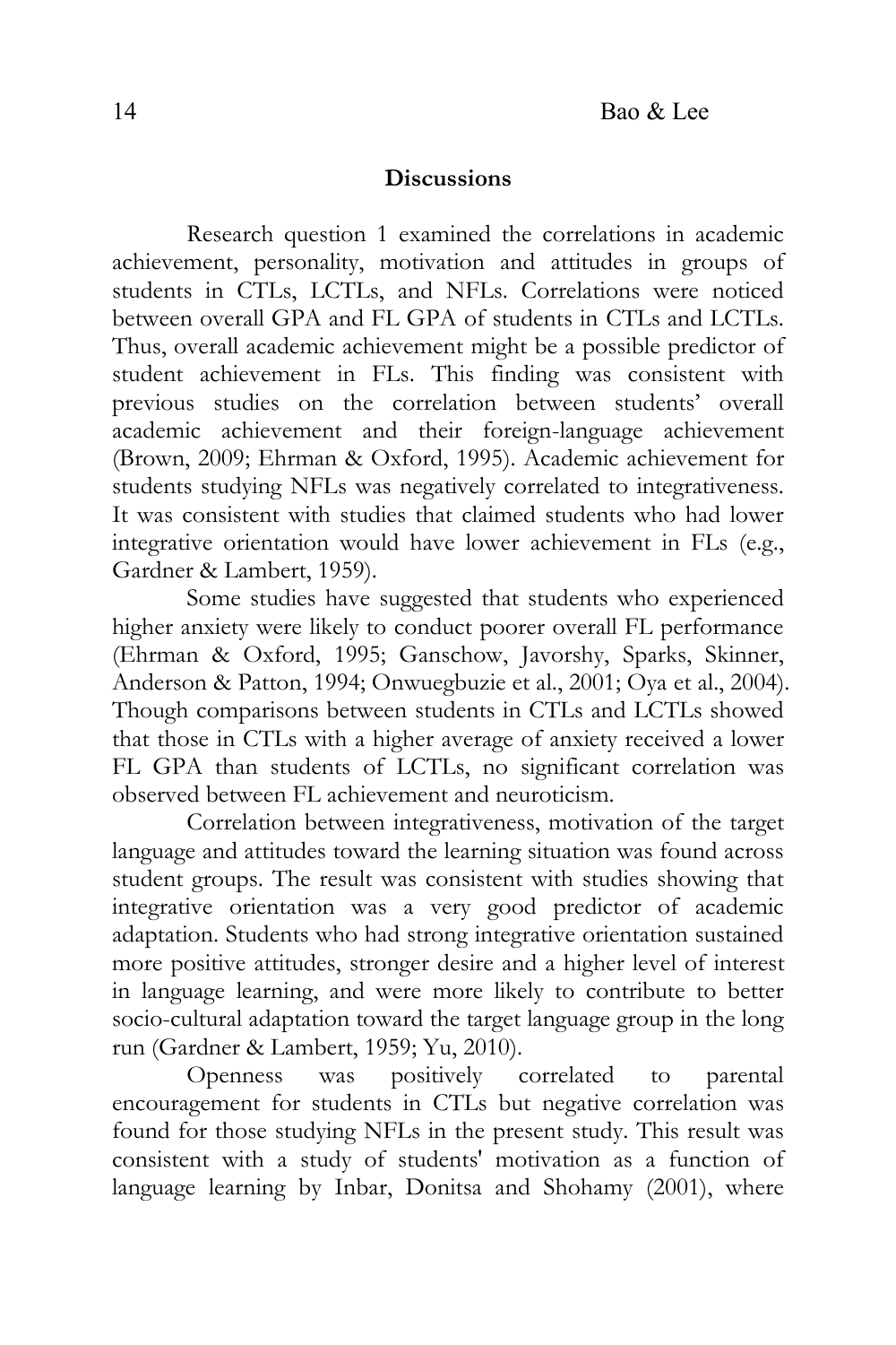## Discussions

Research question 1 examined the correlations in academic achievement, personality, motivation and attitudes in groups of students in CTLs, LCTLs, and NFLs. Correlations were noticed between overall GPA and FL GPA of students in CTLs and LCTLs. Thus, overall academic achievement might be a possible predictor of student achievement in FLs. This finding was consistent with previous studies on the correlation between students' overall academic achievement and their foreign-language achievement (Brown, 2009; Ehrman & Oxford, 1995). Academic achievement for students studying NFLs was negatively correlated to integrativeness. It was consistent with studies that claimed students who had lower integrative orientation would have lower achievement in FLs (e.g., Gardner & Lambert, 1959).

Some studies have suggested that students who experienced higher anxiety were likely to conduct poorer overall FL performance (Ehrman & Oxford, 1995; Ganschow, Javorshy, Sparks, Skinner, Anderson & Patton, 1994; Onwuegbuzie et al., 2001; Oya et al., 2004). Though comparisons between students in CTLs and LCTLs showed that those in CTLs with a higher average of anxiety received a lower FL GPA than students of LCTLs, no significant correlation was observed between FL achievement and neuroticism.

Correlation between integrativeness, motivation of the target language and attitudes toward the learning situation was found across student groups. The result was consistent with studies showing that integrative orientation was a very good predictor of academic adaptation. Students who had strong integrative orientation sustained more positive attitudes, stronger desire and a higher level of interest in language learning, and were more likely to contribute to better socio-cultural adaptation toward the target language group in the long run (Gardner & Lambert, 1959; Yu, 2010).

Openness was positively correlated to parental encouragement for students in CTLs but negative correlation was found for those studying NFLs in the present study. This result was consistent with a study of students' motivation as a function of language learning by Inbar, Donitsa and Shohamy (2001), where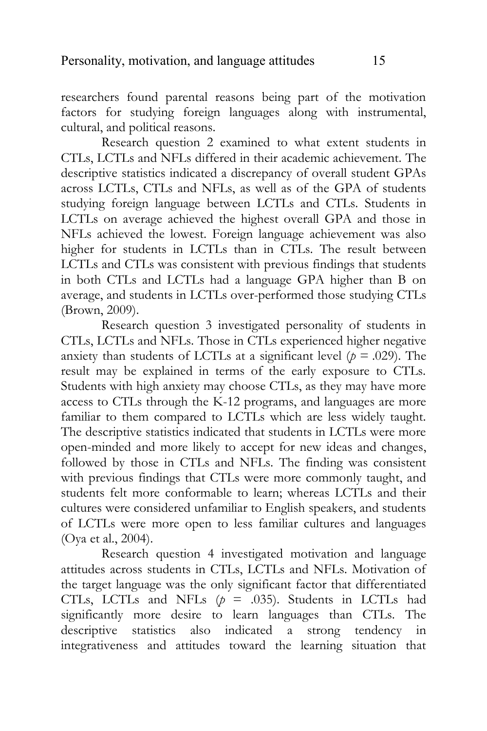researchers found parental reasons being part of the motivation factors for studying foreign languages along with instrumental, cultural, and political reasons.

Research question 2 examined to what extent students in CTLs, LCTLs and NFLs differed in their academic achievement. The descriptive statistics indicated a discrepancy of overall student GPAs across LCTLs, CTLs and NFLs, as well as of the GPA of students studying foreign language between LCTLs and CTLs. Students in LCTLs on average achieved the highest overall GPA and those in NFLs achieved the lowest. Foreign language achievement was also higher for students in LCTLs than in CTLs. The result between LCTLs and CTLs was consistent with previous findings that students in both CTLs and LCTLs had a language GPA higher than B on average, and students in LCTLs over-performed those studying CTLs (Brown, 2009).

Research question 3 investigated personality of students in CTLs, LCTLs and NFLs. Those in CTLs experienced higher negative anxiety than students of LCTLs at a significant level ($p$ = .029). The result may be explained in terms of the early exposure to CTLs. Students with high anxiety may choose CTLs, as they may have more access to CTLs through the K-12 programs, and languages are more familiar to them compared to LCTLs which are less widely taught. The descriptive statistics indicated that students in LCTLs were more open-minded and more likely to accept for new ideas and changes, followed by those in CTLs and NFLs. The finding was consistent with previous findings that CTLs were more commonly taught, and students felt more conformable to learn; whereas LCTLs and their cultures were considered unfamiliar to English speakers, and students of LCTLs were more open to less familiar cultures and languages (Oya et al., 2004).

Research question 4 investigated motivation and language attitudes across students in CTLs, LCTLs and NFLs. Motivation of the target language was the only significant factor that differentiated CTLs, LCTLs and NFLs ($p$ = .035). Students in LCTLs had significantly more desire to learn languages than CTLs. The descriptive statistics also indicated a strong tendency in integrativeness and attitudes toward the learning situation that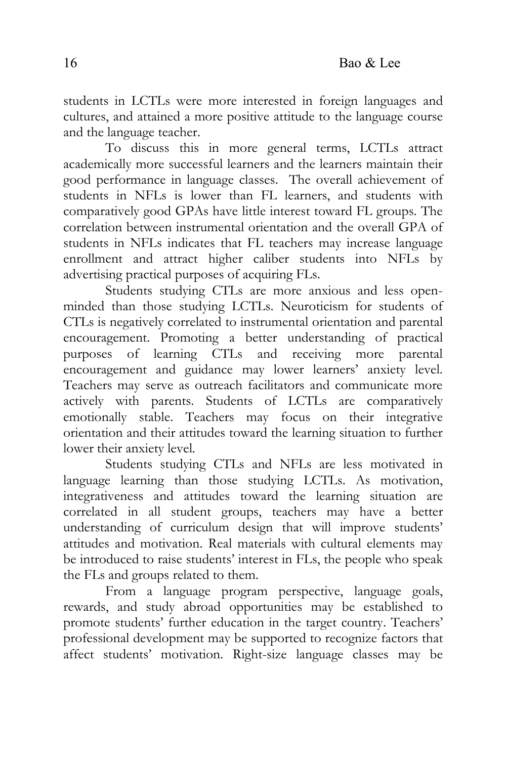students in LCTLs were more interested in foreign languages and cultures, and attained a more positive attitude to the language course and the language teacher.

To discuss this in more general terms, LCTLs attract academically more successful learners and the learners maintain their good performance in language classes. The overall achievement of students in NFLs is lower than FL learners, and students with comparatively good GPAs have little interest toward FL groups. The correlation between instrumental orientation and the overall GPA of students in NFLs indicates that FL teachers may increase language enrollment and attract higher caliber students into NFLs by advertising practical purposes of acquiring FLs.

Students studying CTLs are more anxious and less open-minded than those studying LCTLs. Neuroticism for students of CTLs is negatively correlated to instrumental orientation and parental encouragement. Promoting a better understanding of practical purposes of learning CTLs and receiving more parental encouragement and guidance may lower learners' anxiety level. Teachers may serve as outreach facilitators and communicate more actively with parents. Students of LCTLs are comparatively emotionally stable. Teachers may focus on their integrative orientation and their attitudes toward the learning situation to further lower their anxiety level.

Students studying CTLs and NFLs are less motivated in language learning than those studying LCTLs. As motivation, integrativeness and attitudes toward the learning situation are correlated in all student groups, teachers may have a better understanding of curriculum design that will improve students' attitudes and motivation. Real materials with cultural elements may be introduced to raise students' interest in FLs, the people who speak the FLs and groups related to them.

From a language program perspective, language goals, rewards, and study abroad opportunities may be established to promote students' further education in the target country. Teachers' professional development may be supported to recognize factors that affect students' motivation. Right-size language classes may be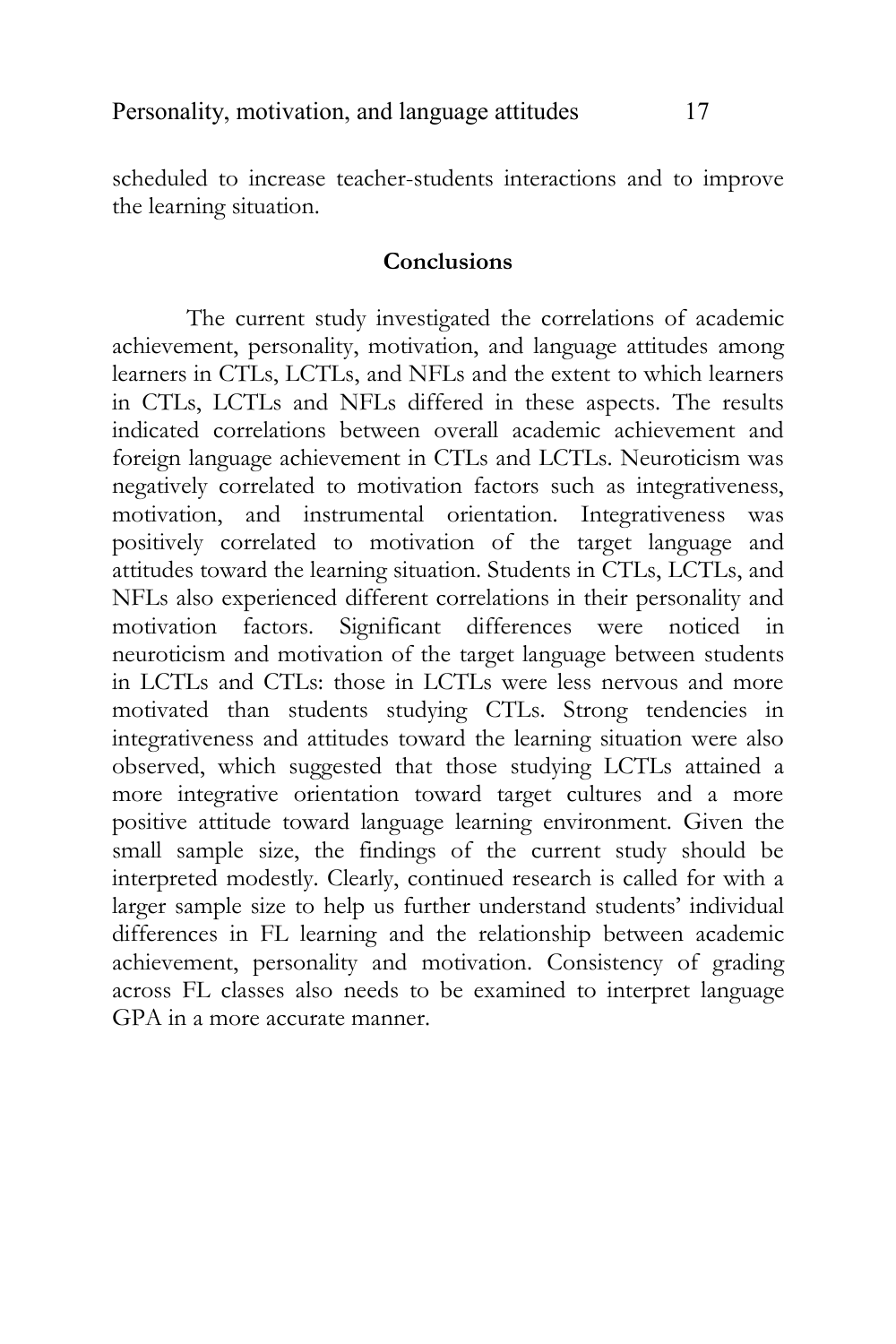scheduled to increase teacher-students interactions and to improve the learning situation.

## Conclusions

The current study investigated the correlations of academic achievement, personality, motivation, and language attitudes among learners in CTLs, LCTLs, and NFLs and the extent to which learners in CTLs, LCTLs and NFLs differed in these aspects. The results indicated correlations between overall academic achievement and foreign language achievement in CTLs and LCTLs. Neuroticism was negatively correlated to motivation factors such as integrativeness, motivation, and instrumental orientation. Integrativeness was positively correlated to motivation of the target language and attitudes toward the learning situation. Students in CTLs, LCTLs, and NFLs also experienced different correlations in their personality and motivation factors. Significant differences were noticed in neuroticism and motivation of the target language between students in LCTLs and CTLs: those in LCTLs were less nervous and more motivated than students studying CTLs. Strong tendencies in integrativeness and attitudes toward the learning situation were also observed, which suggested that those studying LCTLs attained a more integrative orientation toward target cultures and a more positive attitude toward language learning environment. Given the small sample size, the findings of the current study should be interpreted modestly. Clearly, continued research is called for with a larger sample size to help us further understand students' individual differences in FL learning and the relationship between academic achievement, personality and motivation. Consistency of grading across FL classes also needs to be examined to interpret language GPA in a more accurate manner.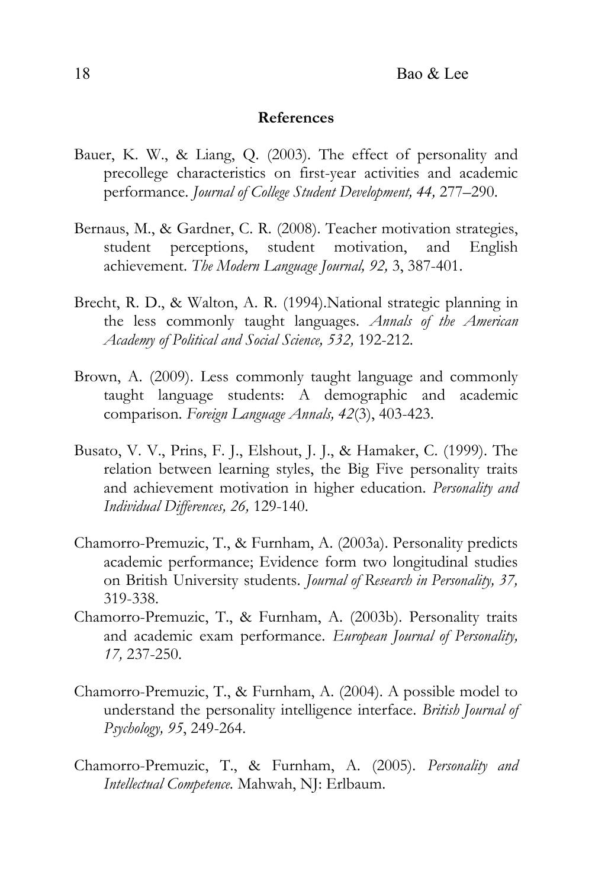## References

Bauer, K. W., & Liang, Q. (2003). The effect of personality and precollege characteristics on first-year activities and academic performance. *Journal of College Student Development, 44,* 277–290.

Bernaus, M., & Gardner, C. R. (2008). Teacher motivation strategies, student perceptions, student motivation, and English achievement. *The Modern Language Journal, 92,* 3, 387-401.

Brecht, R. D., & Walton, A. R. (1994).National strategic planning in the less commonly taught languages. *Annals of the American Academy of Political and Social Science, 532,* 192-212.

Brown, A. (2009). Less commonly taught language and commonly taught language students: A demographic and academic comparison. *Foreign Language Annals, 42*(3), 403-423.

Busato, V. V., Prins, F. J., Elshout, J. J., & Hamaker, C. (1999). The relation between learning styles, the Big Five personality traits and achievement motivation in higher education. *Personality and Individual Differences, 26,* 129-140.

Chamorro-Premuzic, T., & Furnham, A. (2003a). Personality predicts academic performance; Evidence form two longitudinal studies on British University students. *Journal of Research in Personality, 37,* 319-338.

Chamorro-Premuzic, T., & Furnham, A. (2003b). Personality traits and academic exam performance. *European Journal of Personality, 17,* 237-250.

Chamorro-Premuzic, T., & Furnham, A. (2004). A possible model to understand the personality intelligence interface. *British Journal of Psychology, 95*, 249-264.

Chamorro-Premuzic, T., & Furnham, A. (2005). *Personality and Intellectual Competence.* Mahwah, NJ: Erlbaum.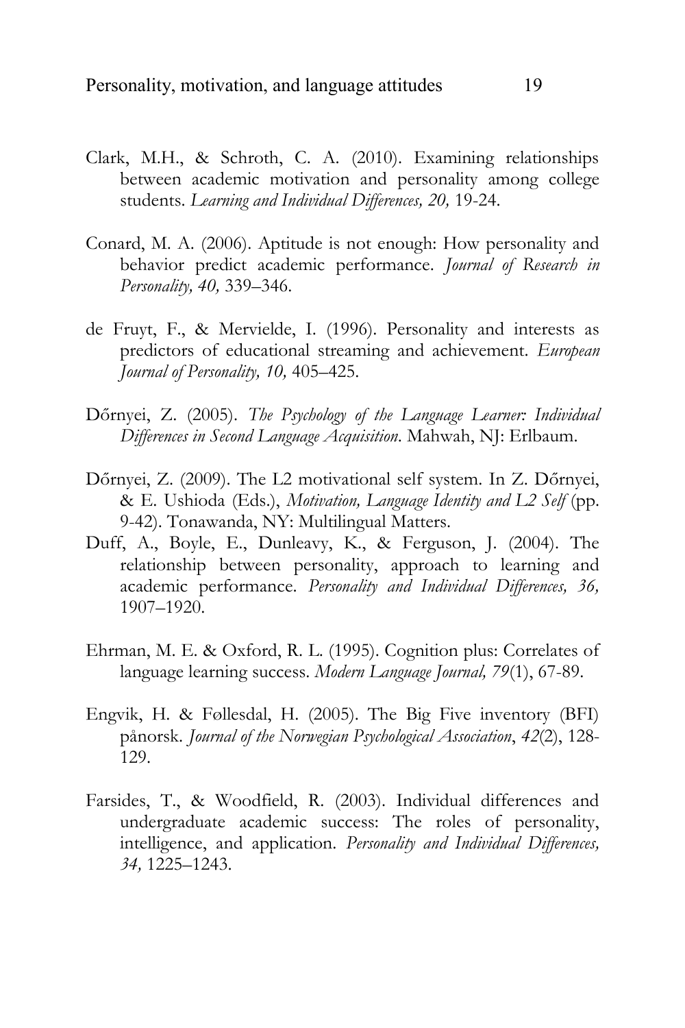Clark, M.H., & Schroth, C. A. (2010). Examining relationships between academic motivation and personality among college students. *Learning and Individual Differences, 20,* 19-24.

Conard, M. A. (2006). Aptitude is not enough: How personality and behavior predict academic performance. *Journal of Research in Personality, 40,* 339–346.

de Fruyt, F., & Mervielde, I. (1996). Personality and interests as predictors of educational streaming and achievement. *European Journal of Personality, 10,* 405–425.

Dőrnyei, Z. (2005). *The Psychology of the Language Learner: Individual Differences in Second Language Acquisition*. Mahwah, NJ: Erlbaum.

Dőrnyei, Z. (2009). The L2 motivational self system. In Z. Dőrnyei, & E. Ushioda (Eds.), *Motivation, Language Identity and L2 Self* (pp. 9-42). Tonawanda, NY: Multilingual Matters.

Duff, A., Boyle, E., Dunleavy, K., & Ferguson, J. (2004). The relationship between personality, approach to learning and academic performance. *Personality and Individual Differences, 36,* 1907–1920.

Ehrman, M. E. & Oxford, R. L. (1995). Cognition plus: Correlates of language learning success. *Modern Language Journal, 79*(1), 67-89.

Engvik, H. & Føllesdal, H. (2005). The Big Five inventory (BFI) pånorsk. *Journal of the Norwegian Psychological Association*, *42*(2), 128-129.

Farsides, T., & Woodfield, R. (2003). Individual differences and undergraduate academic success: The roles of personality, intelligence, and application. *Personality and Individual Differences, 34,* 1225–1243.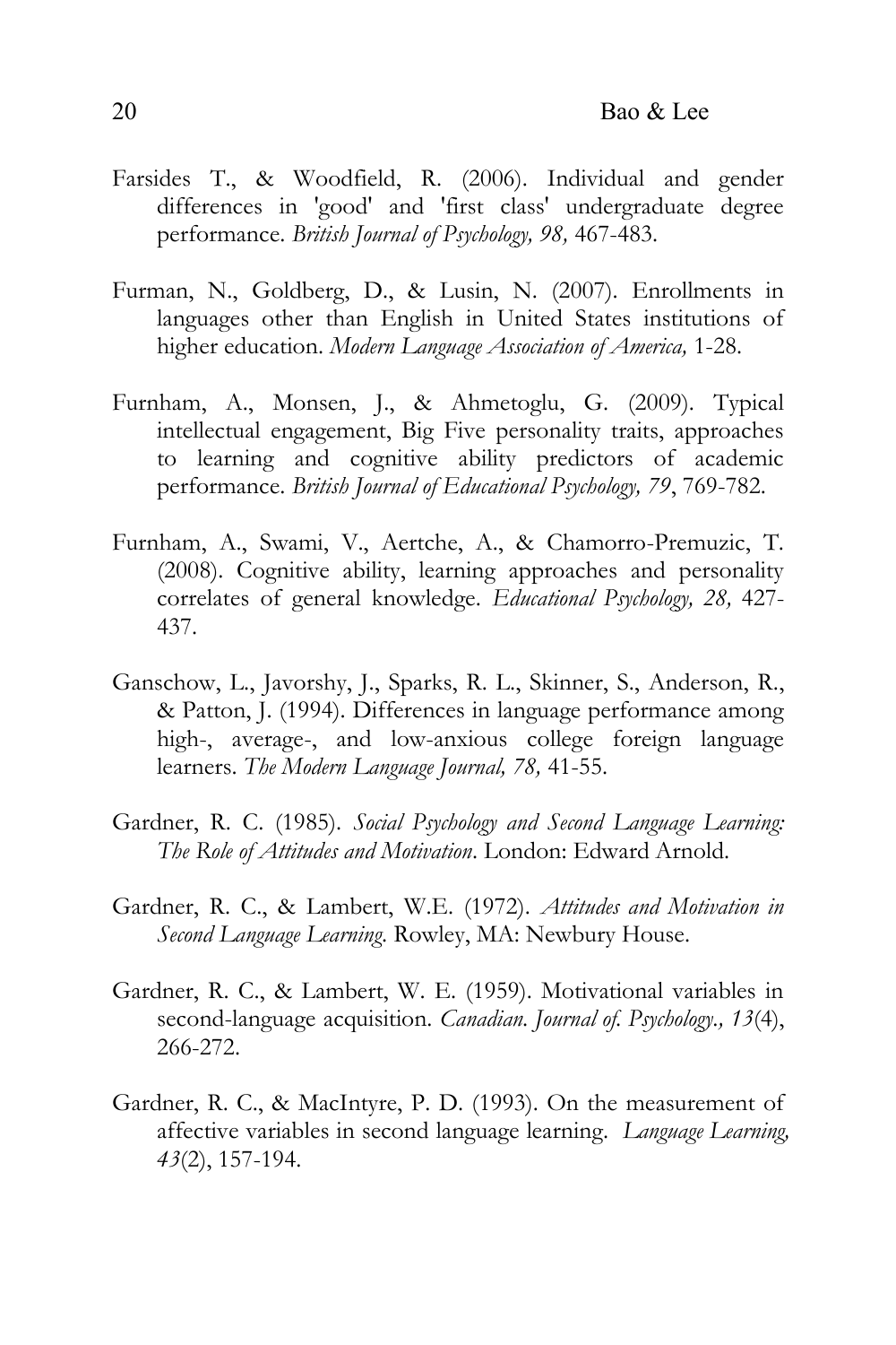Farsides T., & Woodfield, R. (2006). Individual and gender differences in 'good' and 'first class' undergraduate degree performance. *British Journal of Psychology, 98,* 467-483.

Furman, N., Goldberg, D., & Lusin, N. (2007). Enrollments in languages other than English in United States institutions of higher education. *Modern Language Association of America,* 1-28.

Furnham, A., Monsen, J., & Ahmetoglu, G. (2009). Typical intellectual engagement, Big Five personality traits, approaches to learning and cognitive ability predictors of academic performance. *British Journal of Educational Psychology, 79*, 769-782.

Furnham, A., Swami, V., Aertche, A., & Chamorro-Premuzic, T. (2008). Cognitive ability, learning approaches and personality correlates of general knowledge. *Educational Psychology, 28,* 427-437.

Ganschow, L., Javorshy, J., Sparks, R. L., Skinner, S., Anderson, R., & Patton, J. (1994). Differences in language performance among high-, average-, and low-anxious college foreign language learners. *The Modern Language Journal, 78,* 41-55.

Gardner, R. C. (1985). *Social Psychology and Second Language Learning: The Role of Attitudes and Motivation*. London: Edward Arnold.

Gardner, R. C., & Lambert, W.E. (1972). *Attitudes and Motivation in Second Language Learning.* Rowley, MA: Newbury House.

Gardner, R. C., & Lambert, W. E. (1959). Motivational variables in second-language acquisition. *Canadian. Journal of. Psychology., 13*(4), 266-272.

Gardner, R. C., & MacIntyre, P. D. (1993). On the measurement of affective variables in second language learning. *Language Learning, 43*(2), 157-194.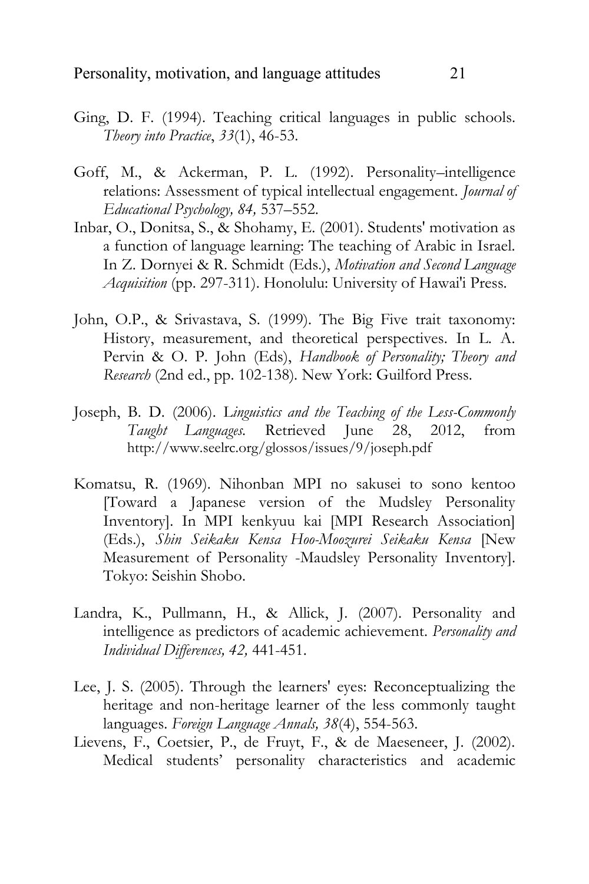Ging, D. F. (1994). Teaching critical languages in public schools. *Theory into Practice*, *33*(1), 46-53.

Goff, M., & Ackerman, P. L. (1992). Personality–intelligence relations: Assessment of typical intellectual engagement. *Journal of Educational Psychology, 84,* 537–552.

Inbar, O., Donitsa, S., & Shohamy, E. (2001). Students' motivation as a function of language learning: The teaching of Arabic in Israel. In Z. Dornyei & R. Schmidt (Eds.), *Motivation and Second Language Acquisition* (pp. 297-311). Honolulu: University of Hawai'i Press.

John, O.P., & Srivastava, S. (1999). The Big Five trait taxonomy: History, measurement, and theoretical perspectives. In L. A. Pervin & O. P. John (Eds), *Handbook of Personality; Theory and Research* (2nd ed., pp. 102-138). New York: Guilford Press.

Joseph, B. D. (2006). L*inguistics and the Teaching of the Less-Commonly Taught Languages.* Retrieved June 28, 2012, from http://www.seelrc.org/glossos/issues/9/joseph.pdf

Komatsu, R. (1969). Nihonban MPI no sakusei to sono kentoo [Toward a Japanese version of the Mudsley Personality Inventory]. In MPI kenkyuu kai [MPI Research Association] (Eds.), *Shin Seikaku Kensa Hoo-Moozurei Seikaku Kensa* [New Measurement of Personality -Maudsley Personality Inventory]. Tokyo: Seishin Shobo.

Landra, K., Pullmann, H., & Allick, J. (2007). Personality and intelligence as predictors of academic achievement. *Personality and Individual Differences, 42,* 441-451.

Lee, J. S. (2005). Through the learners' eyes: Reconceptualizing the heritage and non-heritage learner of the less commonly taught languages. *Foreign Language Annals, 38*(4), 554-563.

Lievens, F., Coetsier, P., de Fruyt, F., & de Maeseneer, J. (2002). Medical students' personality characteristics and academic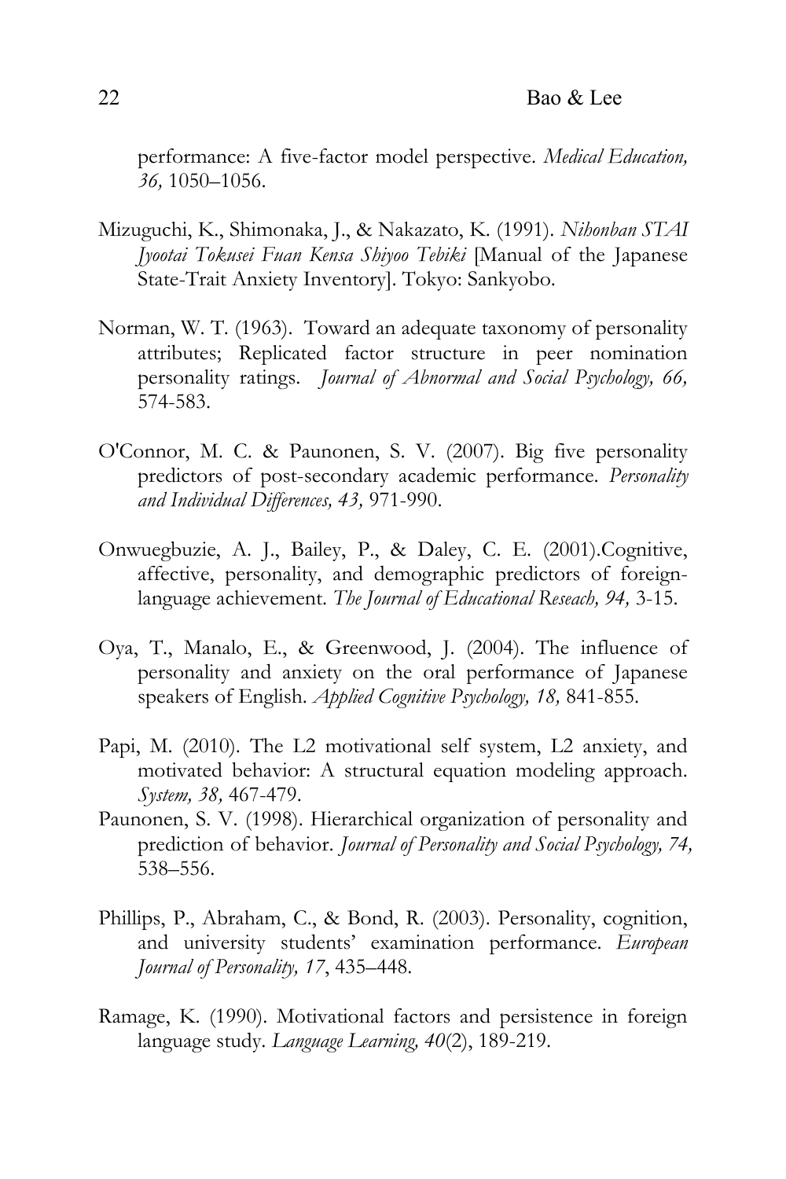performance: A five-factor model perspective. *Medical Education, 36,* 1050–1056.

Mizuguchi, K., Shimonaka, J., & Nakazato, K. (1991). *Nihonban STAI Jyootai Tokusei Fuan Kensa Shiyoo Tebiki* [Manual of the Japanese State-Trait Anxiety Inventory]. Tokyo: Sankyobo.

Norman, W. T. (1963). Toward an adequate taxonomy of personality attributes; Replicated factor structure in peer nomination personality ratings. *Journal of Abnormal and Social Psychology, 66,* 574-583.

O'Connor, M. C. & Paunonen, S. V. (2007). Big five personality predictors of post-secondary academic performance. *Personality and Individual Differences, 43,* 971-990.

Onwuegbuzie, A. J., Bailey, P., & Daley, C. E. (2001).Cognitive, affective, personality, and demographic predictors of foreign-language achievement. *The Journal of Educational Reseach, 94,* 3-15.

Oya, T., Manalo, E., & Greenwood, J. (2004). The influence of personality and anxiety on the oral performance of Japanese speakers of English. *Applied Cognitive Psychology, 18,* 841-855.

Papi, M. (2010). The L2 motivational self system, L2 anxiety, and motivated behavior: A structural equation modeling approach. *System, 38,* 467-479.

Paunonen, S. V. (1998). Hierarchical organization of personality and prediction of behavior. *Journal of Personality and Social Psychology, 74,* 538–556.

Phillips, P., Abraham, C., & Bond, R. (2003). Personality, cognition, and university students' examination performance. *European Journal of Personality, 17*, 435–448.

Ramage, K. (1990). Motivational factors and persistence in foreign language study. *Language Learning, 40*(2), 189-219.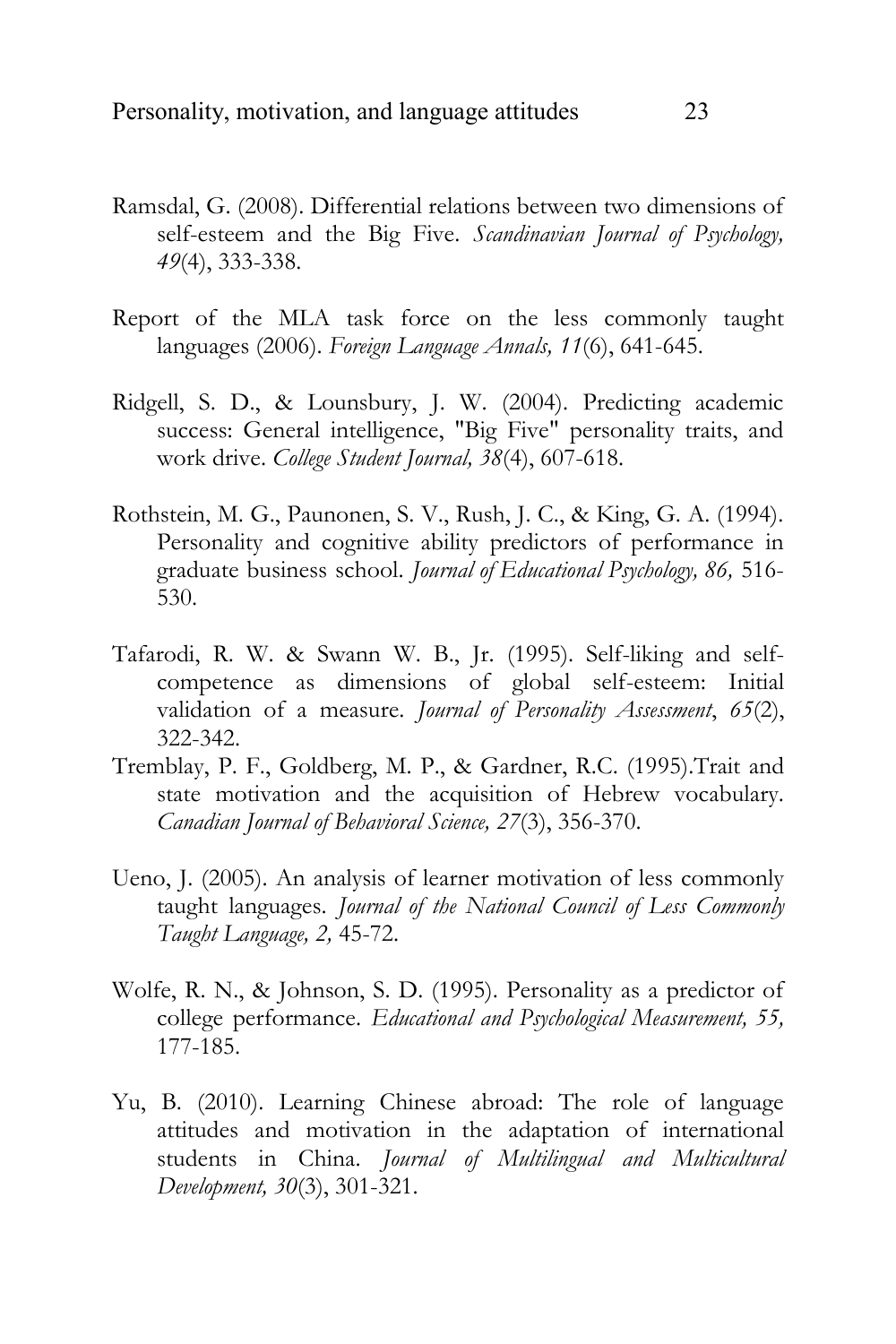Ramsdal, G. (2008). Differential relations between two dimensions of self-esteem and the Big Five. *Scandinavian Journal of Psychology, 49*(4), 333-338.

Report of the MLA task force on the less commonly taught languages (2006). *Foreign Language Annals, 11*(6), 641-645.

Ridgell, S. D., & Lounsbury, J. W. (2004). Predicting academic success: General intelligence, "Big Five" personality traits, and work drive. *College Student Journal, 38*(4), 607-618.

Rothstein, M. G., Paunonen, S. V., Rush, J. C., & King, G. A. (1994). Personality and cognitive ability predictors of performance in graduate business school. *Journal of Educational Psychology, 86,* 516-530.

Tafarodi, R. W. & Swann W. B., Jr. (1995). Self-liking and self-competence as dimensions of global self-esteem: Initial validation of a measure. *Journal of Personality Assessment*, *65*(2), 322-342.

Tremblay, P. F., Goldberg, M. P., & Gardner, R.C. (1995).Trait and state motivation and the acquisition of Hebrew vocabulary. *Canadian Journal of Behavioral Science, 27*(3), 356-370.

Ueno, J. (2005). An analysis of learner motivation of less commonly taught languages. *Journal of the National Council of Less Commonly Taught Language, 2,* 45-72.

Wolfe, R. N., & Johnson, S. D. (1995). Personality as a predictor of college performance. *Educational and Psychological Measurement, 55,* 177-185.

Yu, B. (2010). Learning Chinese abroad: The role of language attitudes and motivation in the adaptation of international students in China. *Journal of Multilingual and Multicultural Development, 30*(3), 301-321.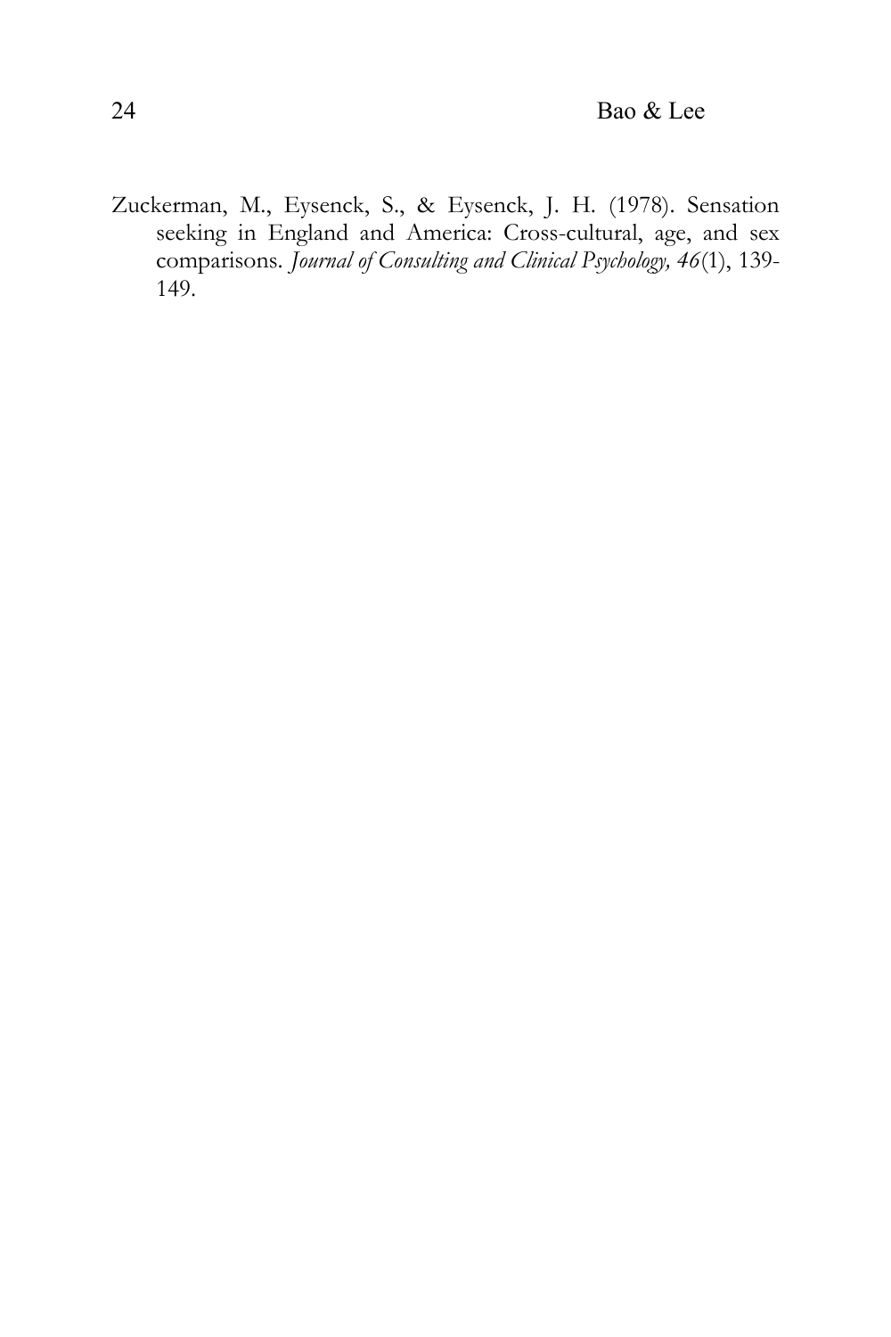Zuckerman, M., Eysenck, S., & Eysenck, J. H. (1978). Sensation seeking in England and America: Cross-cultural, age, and sex comparisons. *Journal of Consulting and Clinical Psychology, 46*(1), 139-149.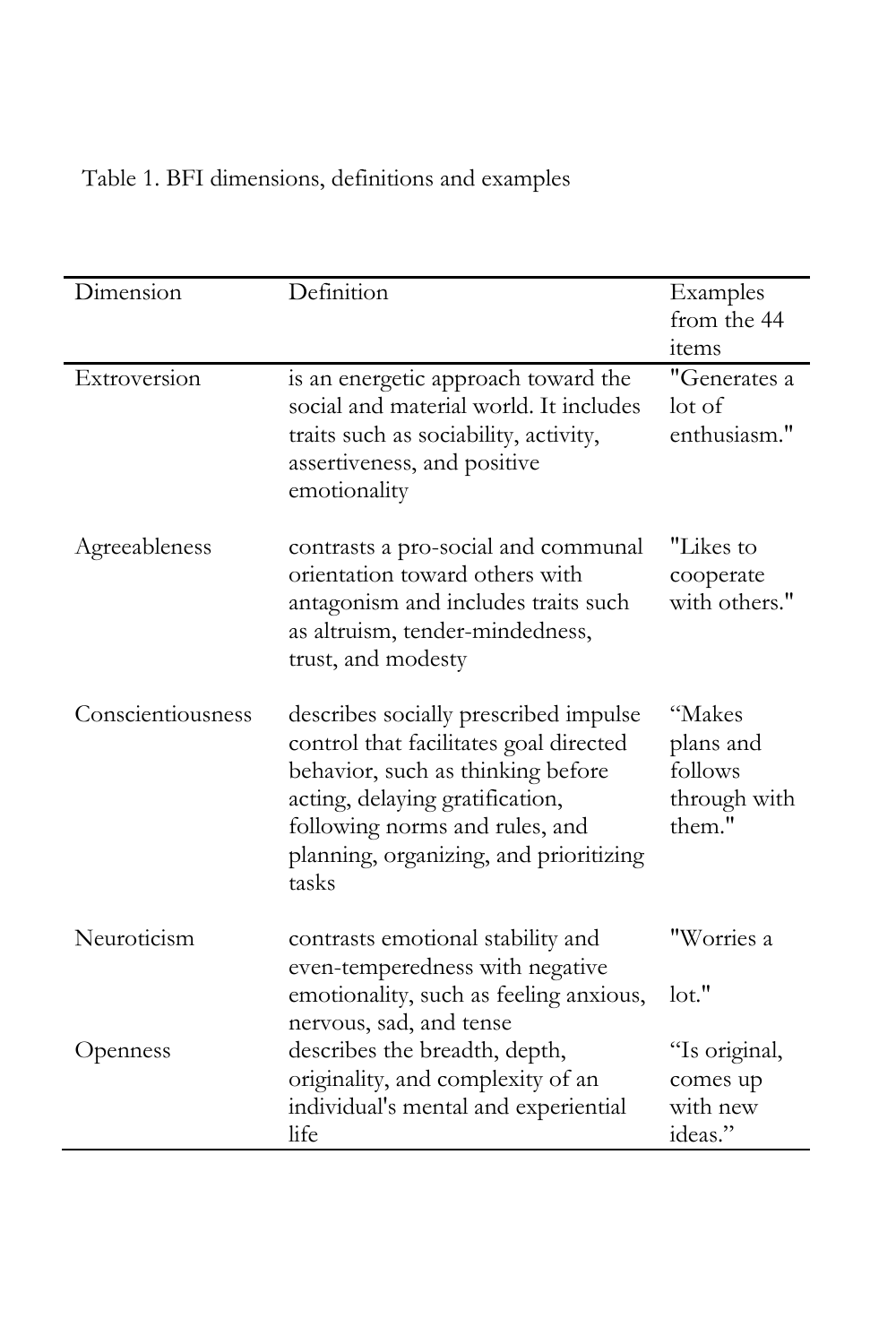Table 1. BFI dimensions, definitions and examples

| Dimension | Definition | Examples from the 44 items |
| --- | --- | --- |
| Extroversion | is an energetic approach toward the social and material world. It includes traits such as sociability, activity, assertiveness, and positive emotionality | "Generates a lot of enthusiasm." |
| Agreeableness | contrasts a pro-social and communal orientation toward others with antagonism and includes traits such as altruism, tender-mindedness, trust, and modesty | "Likes to cooperate with others." |
| Conscientiousness | describes socially prescribed impulse control that facilitates goal directed behavior, such as thinking before acting, delaying gratification, following norms and rules, and planning, organizing, and prioritizing tasks | "Makes plans and follows through with them." |
| Neuroticism | contrasts emotional stability and even-temperedness with negative emotionality, such as feeling anxious, nervous, sad, and tense | "Worries a lot." |
| Openness | describes the breadth, depth, originality, and complexity of an individual's mental and experiential life | "Is original, comes up with new ideas." |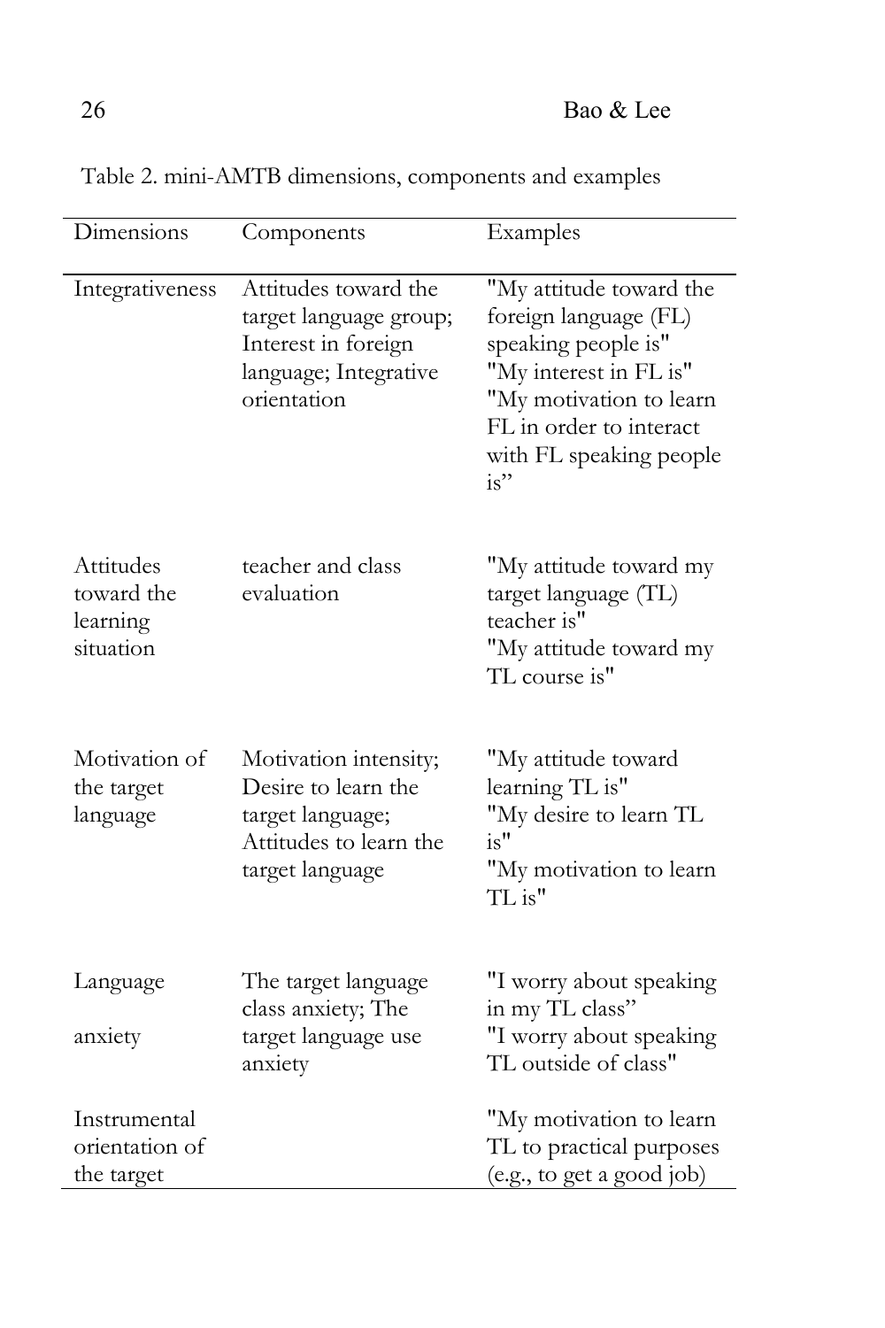Table 2. mini-AMTB dimensions, components and examples

| Dimensions | Components | Examples |
|---|---|---|
| Integrativeness | Attitudes toward the target language group; Interest in foreign language; Integrative orientation | "My attitude toward the foreign language (FL) speaking people is" "My interest in FL is" "My motivation to learn FL in order to interact with FL speaking people is" |
| Attitudes toward the learning situation | teacher and class evaluation | "My attitude toward my target language (TL) teacher is" "My attitude toward my TL course is" |
| Motivation of the target language | Motivation intensity; Desire to learn the target language; Attitudes to learn the target language | "My attitude toward learning TL is" "My desire to learn TL is" "My motivation to learn TL is" |
| Language anxiety | The target language class anxiety; The target language use anxiety | "I worry about speaking in my TL class" "I worry about speaking TL outside of class" |
| Instrumental orientation of the target | | "My motivation to learn TL to practical purposes (e.g., to get a good job) |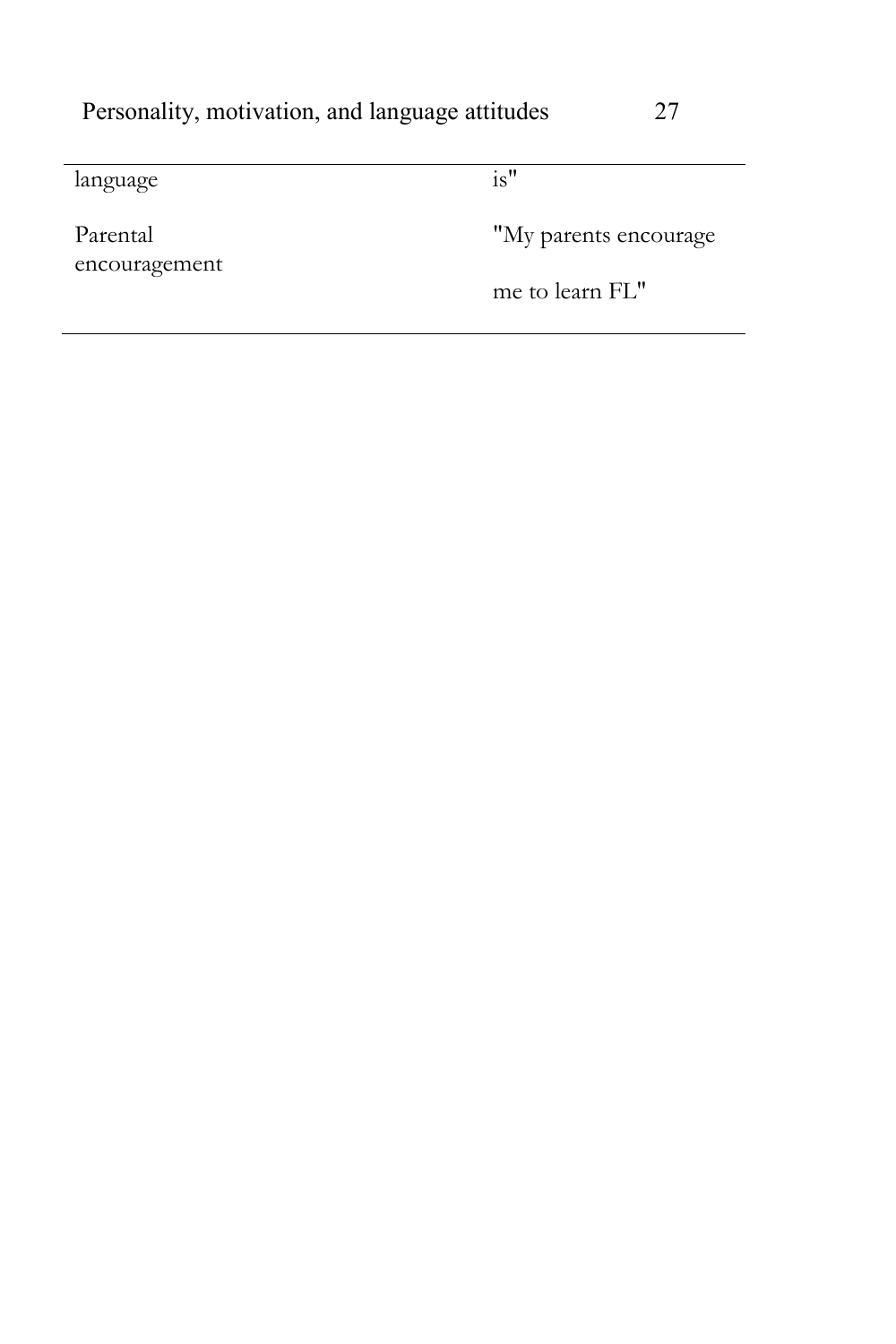| | |
|---|---|
| language | is" |
| Parental encouragement | "My parents encourage me to learn FL" |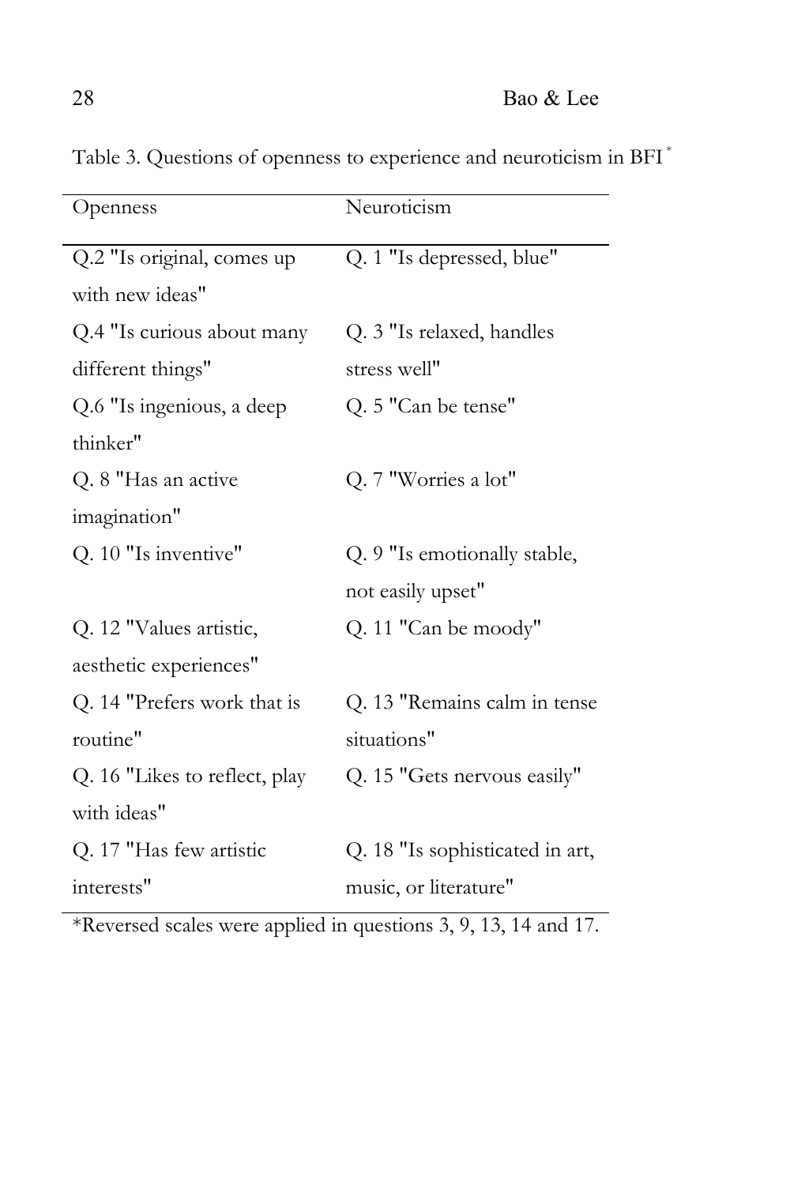Table 3. Questions of openness to experience and neuroticism in BFI *

| Openness | Neuroticism |
|---|---|
| Q.2 "Is original, comes up with new ideas" | Q. 1 "Is depressed, blue" |
| Q.4 "Is curious about many different things" | Q. 3 "Is relaxed, handles stress well" |
| Q.6 "Is ingenious, a deep thinker" | Q. 5 "Can be tense" |
| Q. 8 "Has an active imagination" | Q. 7 "Worries a lot" |
| Q. 10 "Is inventive" | Q. 9 "Is emotionally stable, not easily upset" |
| Q. 12 "Values artistic, aesthetic experiences" | Q. 11 "Can be moody" |
| Q. 14 "Prefers work that is routine" | Q. 13 "Remains calm in tense situations" |
| Q. 16 "Likes to reflect, play with ideas" | Q. 15 "Gets nervous easily" |
| Q. 17 "Has few artistic interests" | Q. 18 "Is sophisticated in art, music, or literature" |

*Reversed scales were applied in questions 3, 9, 13, 14 and 17.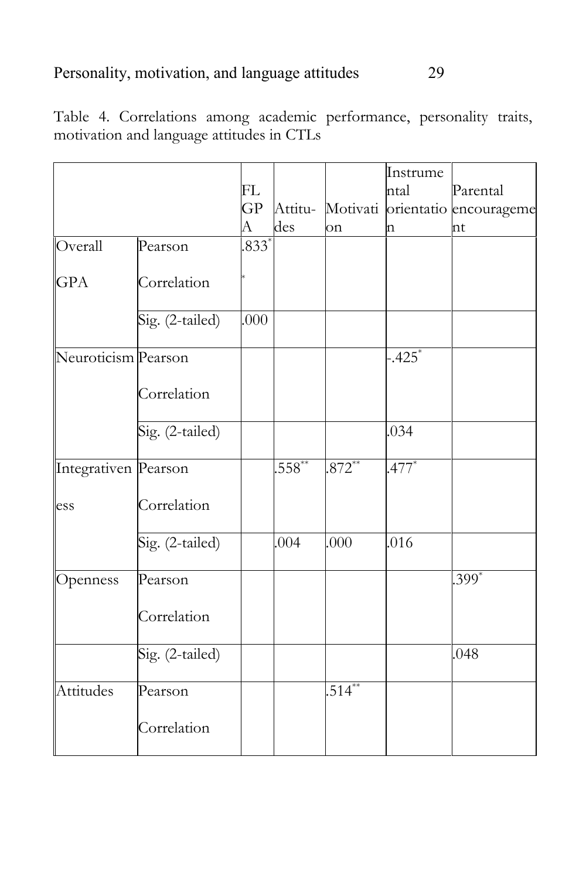Table 4. Correlations among academic performance, personality traits, motivation and language attitudes in CTLs

| | | FL GPA | Attitudes | Motivation | Instrumental orientation | Parental encouragement |
|---|---|---|---|---|---|---|
| Overall GPA | Pearson Correlation | .833** | | | | |
| | Sig. (2-tailed) | .000 | | | | |
| Neuroticism | Pearson Correlation | | | | -.425* | |
| | Sig. (2-tailed) | | | | .034 | |
| Integrativeness | Pearson Correlation | | .558** | .872** | .477* | |
| | Sig. (2-tailed) | | .004 | .000 | .016 | |
| Openness | Pearson Correlation | | | | | .399* |
| | Sig. (2-tailed) | | | | | .048 |
| Attitudes | Pearson Correlation | | | .514** | | |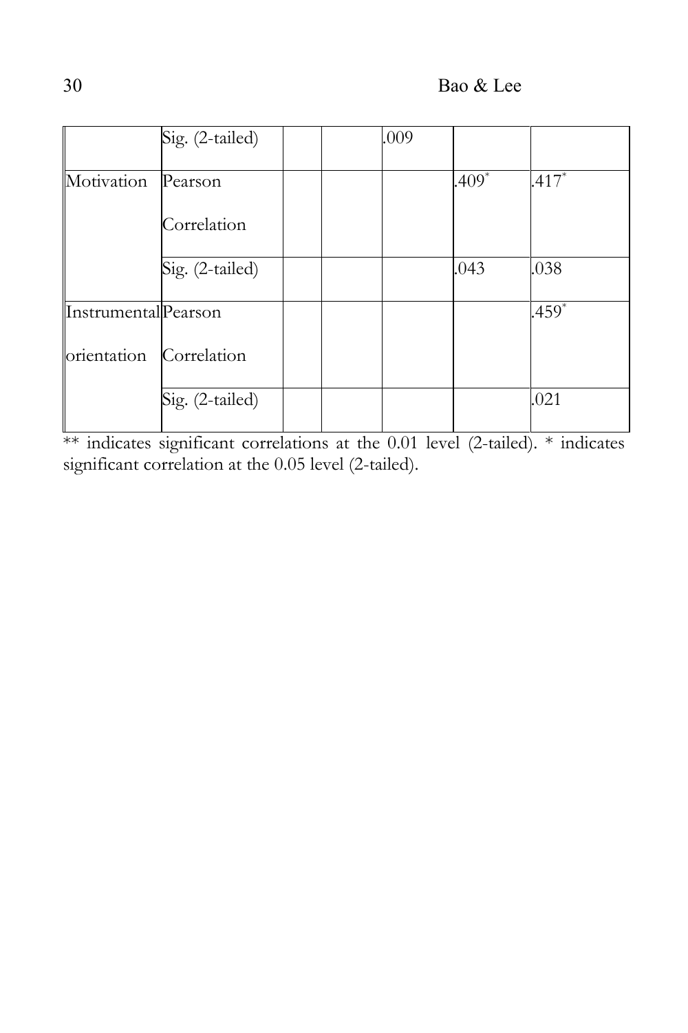| | | | | | | |
|---|---|---|---|---|---|---|
| | Sig. (2-tailed) | | | .009 | | |
| Motivation | Pearson Correlation | | | | .409* | .417* |
| | Sig. (2-tailed) | | | | .043 | .038 |
| Instrumental orientation | Pearson Correlation | | | | | .459* |
| | Sig. (2-tailed) | | | | | .021 |

** indicates significant correlations at the 0.01 level (2-tailed). * indicates significant correlation at the 0.05 level (2-tailed).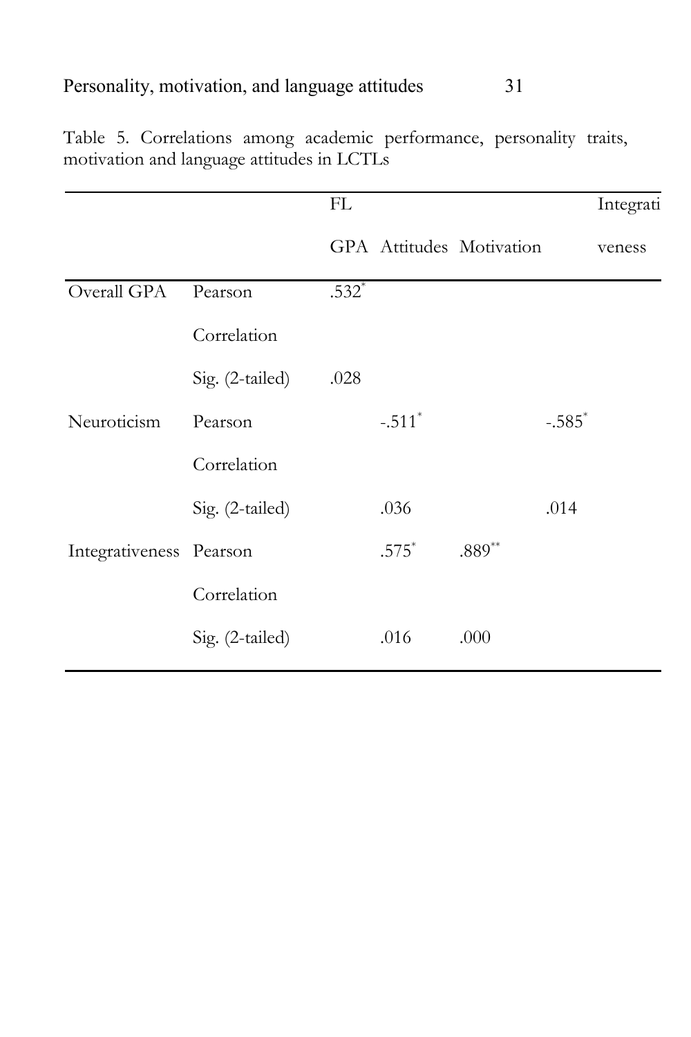Table 5. Correlations among academic performance, personality traits, motivation and language attitudes in LCTLs

| | | FL GPA | Attitudes | Motivation | Integrativeness |
|---|---|---|---|---|---|
| Overall GPA | Pearson Correlation | .532* | | | |
| | Sig. (2-tailed) | .028 | | | |
| Neuroticism | Pearson Correlation | | -.511* | | -.585* |
| | Sig. (2-tailed) | | .036 | | .014 |
| Integrativeness | Pearson Correlation | | .575* | .889** | |
| | Sig. (2-tailed) | | .016 | .000 | |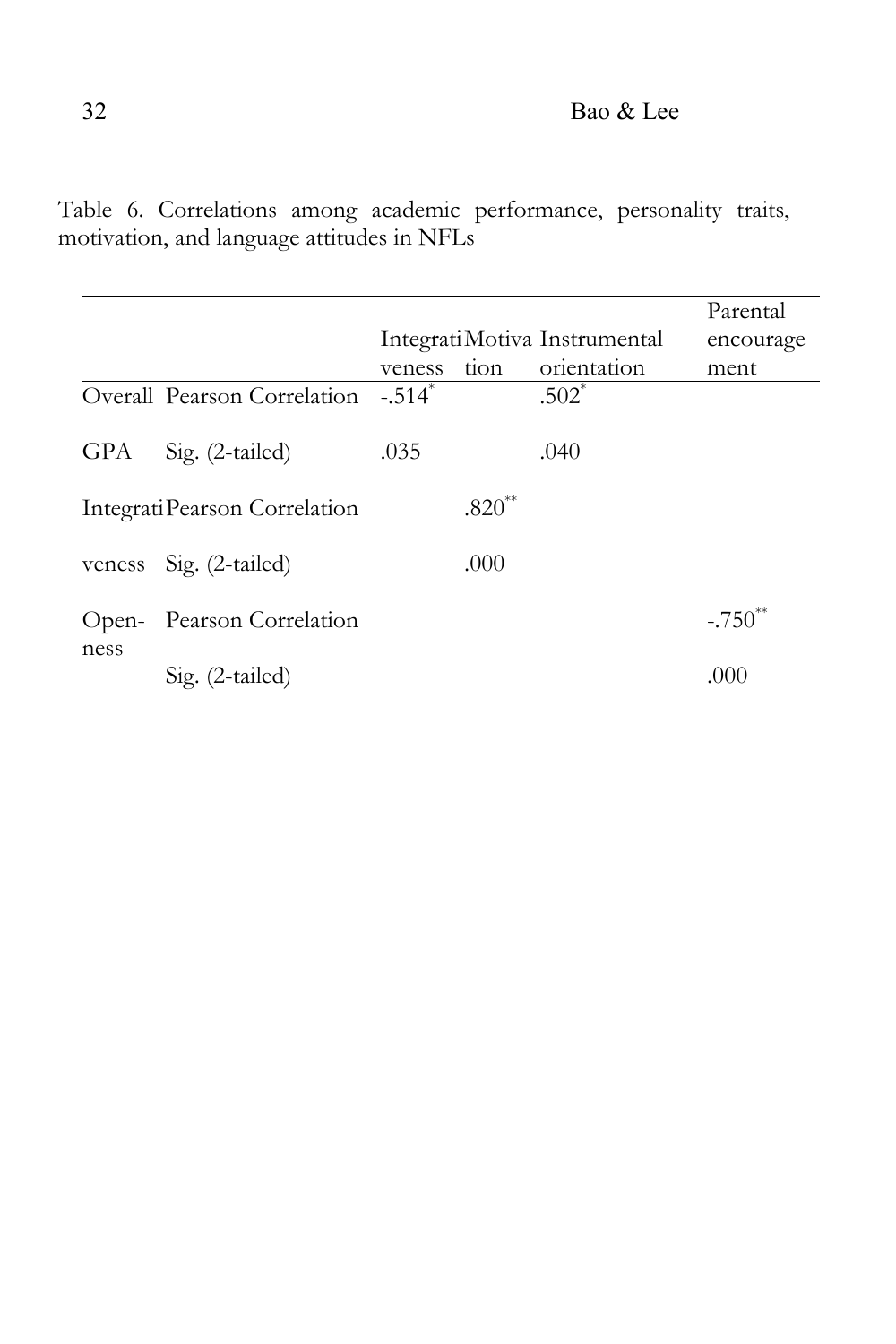Table 6. Correlations among academic performance, personality traits, motivation, and language attitudes in NFLs

| | | Integrativeness | Motivation | Instrumental orientation | Parental encouragement |
|---|---|---|---|---|---|
| Overall GPA | Pearson Correlation | -.514* | | .502* | |
| | Sig. (2-tailed) | .035 | | .040 | |
| Integrativeness | Pearson Correlation | | .820** | | |
| | Sig. (2-tailed) | | .000 | | |
| Openness | Pearson Correlation | | | | -.750** |
| | Sig. (2-tailed) | | | | .000 |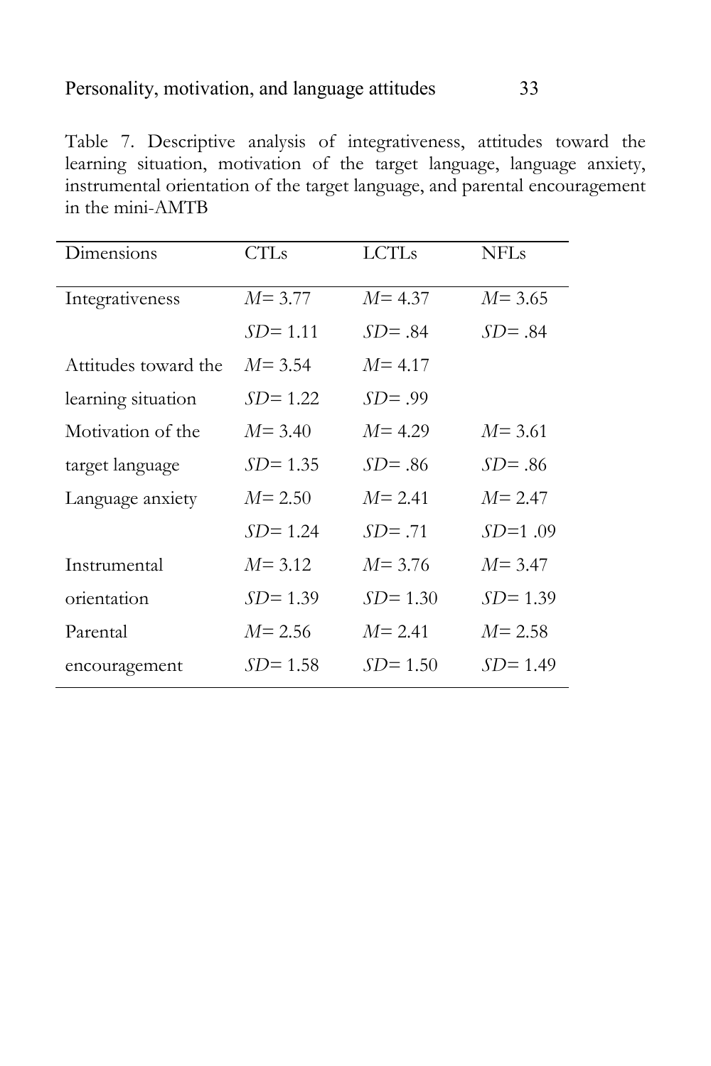Table 7. Descriptive analysis of integrativeness, attitudes toward the learning situation, motivation of the target language, language anxiety, instrumental orientation of the target language, and parental encouragement in the mini-AMTB

| Dimensions | CTLs | LCTLs | NFLs |
|---|---|---|---|
| Integrativeness | *M*= 3.77 | *M*= 4.37 | *M*= 3.65 |
| | *SD*= 1.11 | *SD*= .84 | *SD*= .84 |
| Attitudes toward the | *M*= 3.54 | *M*= 4.17 | |
| learning situation | *SD*= 1.22 | *SD*= .99 | |
| Motivation of the | *M*= 3.40 | *M*= 4.29 | *M*= 3.61 |
| target language | *SD*= 1.35 | *SD*= .86 | *SD*= .86 |
| Language anxiety | *M*= 2.50 | *M*= 2.41 | *M*= 2.47 |
| | *SD*= 1.24 | *SD*= .71 | *SD*=1 .09 |
| Instrumental | *M*= 3.12 | *M*= 3.76 | *M*= 3.47 |
| orientation | *SD*= 1.39 | *SD*= 1.30 | *SD*= 1.39 |
| Parental | *M*= 2.56 | *M*= 2.41 | *M*= 2.58 |
| encouragement | *SD*= 1.58 | *SD*= 1.50 | *SD*= 1.49 |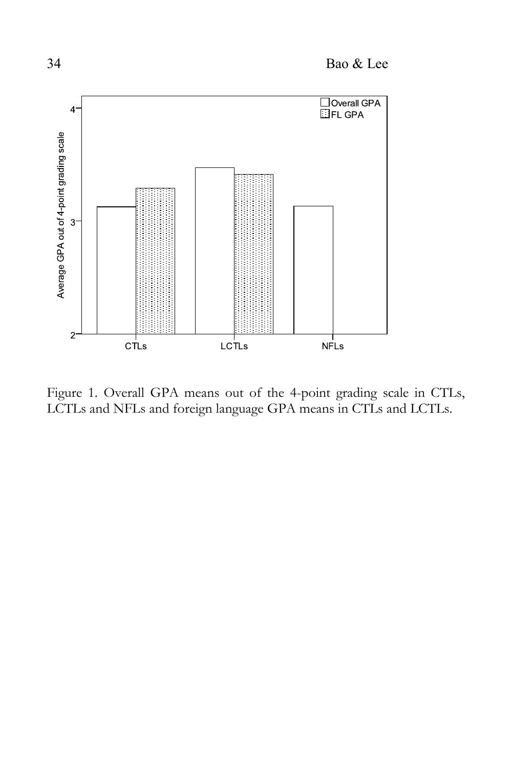Figure 1. Overall GPA means out of the 4-point grading scale in CTLs, LCTLs and NFLs and foreign language GPA means in CTLs and LCTLs.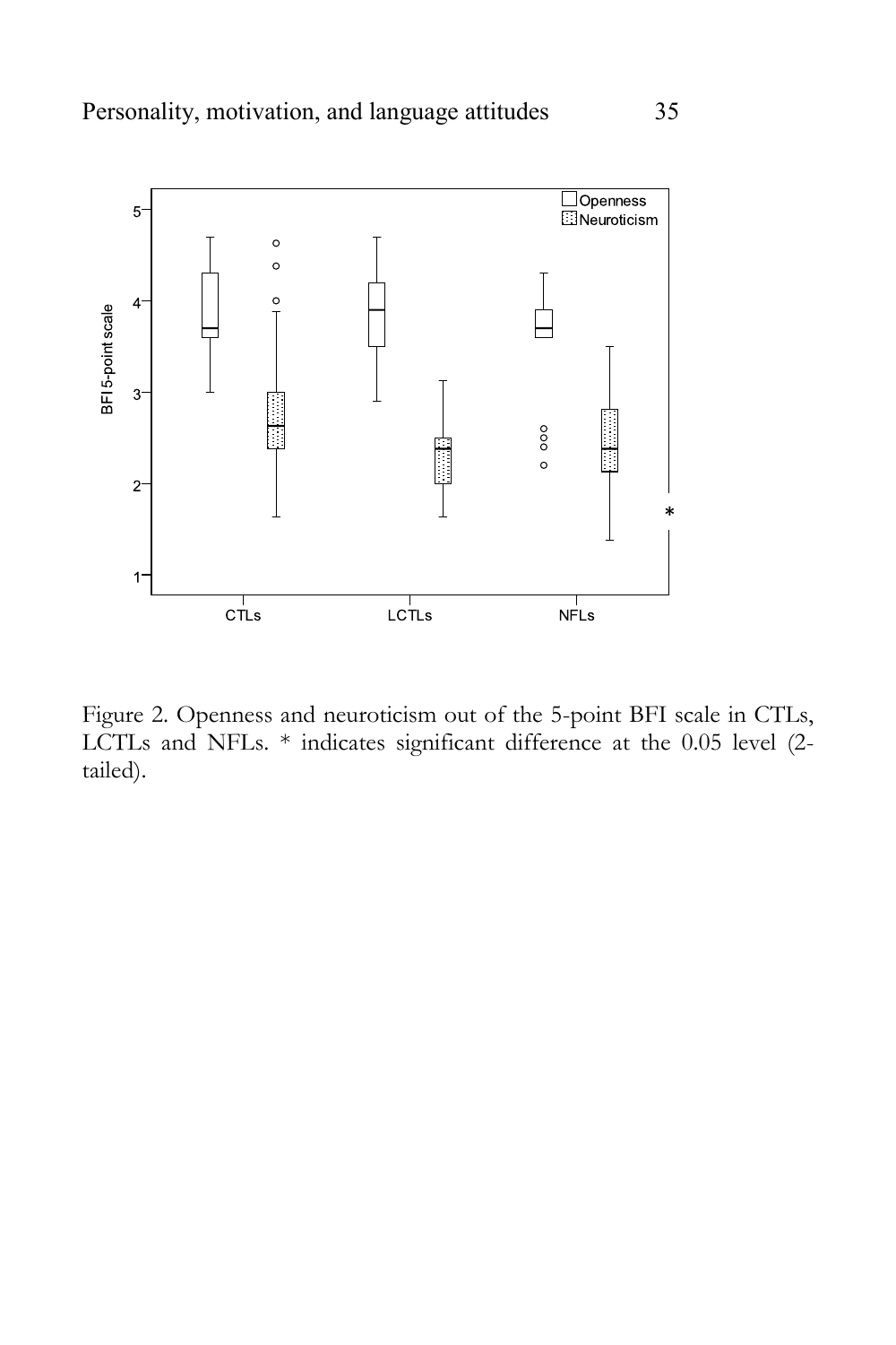Figure 2. Openness and neuroticism out of the 5-point BFI scale in CTLs, LCTLs and NFLs. * indicates significant difference at the 0.05 level (2-tailed).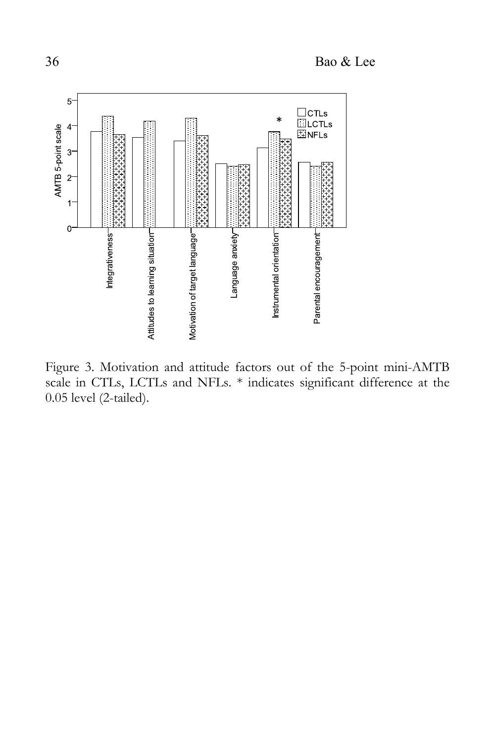AMTB 5-point scale

5
4
3
2
1
0

*

CTLs
LCTLs
NFLs

Integrativeness
Attitudes to learning situation
Motivation of target language
Language anxiety
Instrumental orientation
Parental encouragement

Figure 3. Motivation and attitude factors out of the 5-point mini-AMTB scale in CTLs, LCTLs and NFLs. * indicates significant difference at the 0.05 level (2-tailed).